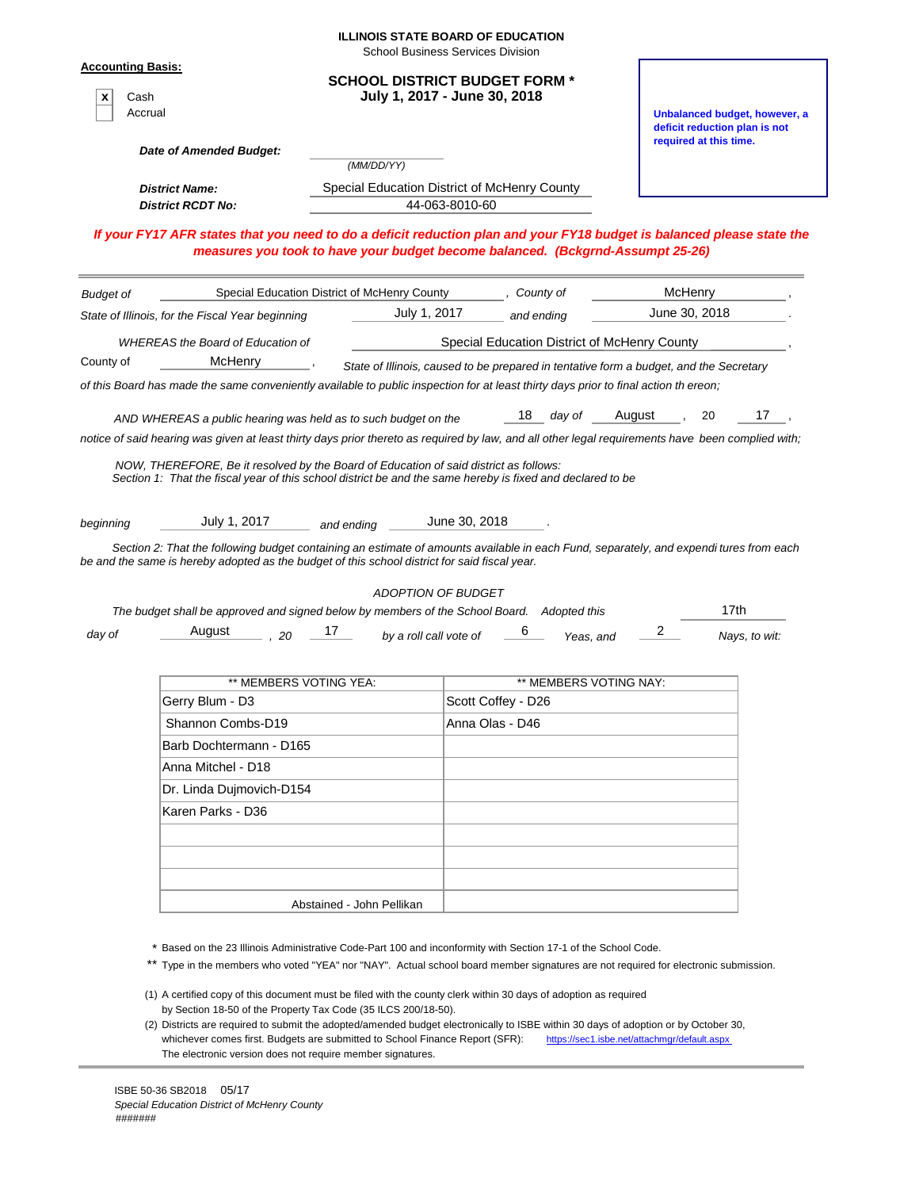**ILLINOIS STATE BOARD OF EDUCATION**
School Business Services Division

**Accounting Basis:**

- [x] Cash
- [ ] Accrual

## SCHOOL DISTRICT BUDGET FORM *
## July 1, 2017 - June 30, 2018

**Unbalanced budget, however, a deficit reduction plan is not required at this time.**

***Date of Amended Budget:*** ________ *(MM/DD/YY)*

***District Name:*** Special Education District of McHenry County
***District RCDT No:*** 44-063-8010-60

***If your FY17 AFR states that you need to do a deficit reduction plan and your FY18 budget is balanced please state the measures you took to have your budget become balanced. (Bckgrnd-Assumpt 25-26)***

---

*Budget of* Special Education District of McHenry County *, County of* McHenry *,*
*State of Illinois, for the Fiscal Year beginning* July 1, 2017 *and ending* June 30, 2018 *.*

*WHEREAS the Board of Education of* Special Education District of McHenry County *,*
*County of* McHenry *, State of Illinois, caused to be prepared in tentative form a budget, and the Secretary of this Board has made the same conveniently available to public inspection for at least thirty days prior to final action th ereon;*

*AND WHEREAS a public hearing was held as to such budget on the* 18 *day of* August *, 20* 17 *,*
*notice of said hearing was given at least thirty days prior thereto as required by law, and all other legal requirements have been complied with;*

*NOW, THEREFORE, Be it resolved by the Board of Education of said district as follows:*
*Section 1: That the fiscal year of this school district be and the same hereby is fixed and declared to be*

*beginning* July 1, 2017 *and ending* June 30, 2018 *.*

*Section 2: That the following budget containing an estimate of amounts available in each Fund, separately, and expendi tures from each be and the same is hereby adopted as the budget of this school district for said fiscal year.*

*ADOPTION OF BUDGET*

*The budget shall be approved and signed below by members of the School Board. Adopted this* 17th *day of* August *, 20* 17 *by a roll call vote of* 6 *Yeas, and* 2 *Nays, to wit:*

| ** MEMBERS VOTING YEA: | ** MEMBERS VOTING NAY: |
|---|---|
| Gerry Blum - D3 | Scott Coffey - D26 |
| Shannon Combs-D19 | Anna Olas - D46 |
| Barb Dochtermann - D165 | |
| Anna Mitchel - D18 | |
| Dr. Linda Dujmovich-D154 | |
| Karen Parks - D36 | |
| | |
| | |
| | |
| Abstained - John Pellikan | |

\* Based on the 23 Illinois Administrative Code-Part 100 and inconformity with Section 17-1 of the School Code.
** Type in the members who voted "YEA" nor "NAY". Actual school board member signatures are not required for electronic submission.

(1) A certified copy of this document must be filed with the county clerk within 30 days of adoption as required by Section 18-50 of the Property Tax Code (35 ILCS 200/18-50).
(2) Districts are required to submit the adopted/amended budget electronically to ISBE within 30 days of adoption or by October 30, whichever comes first. Budgets are submitted to School Finance Report (SFR): https://sec1.isbe.net/attachmgr/default.aspx
The electronic version does not require member signatures.

ISBE 50-36 SB2018 05/17
*Special Education District of McHenry County*
#######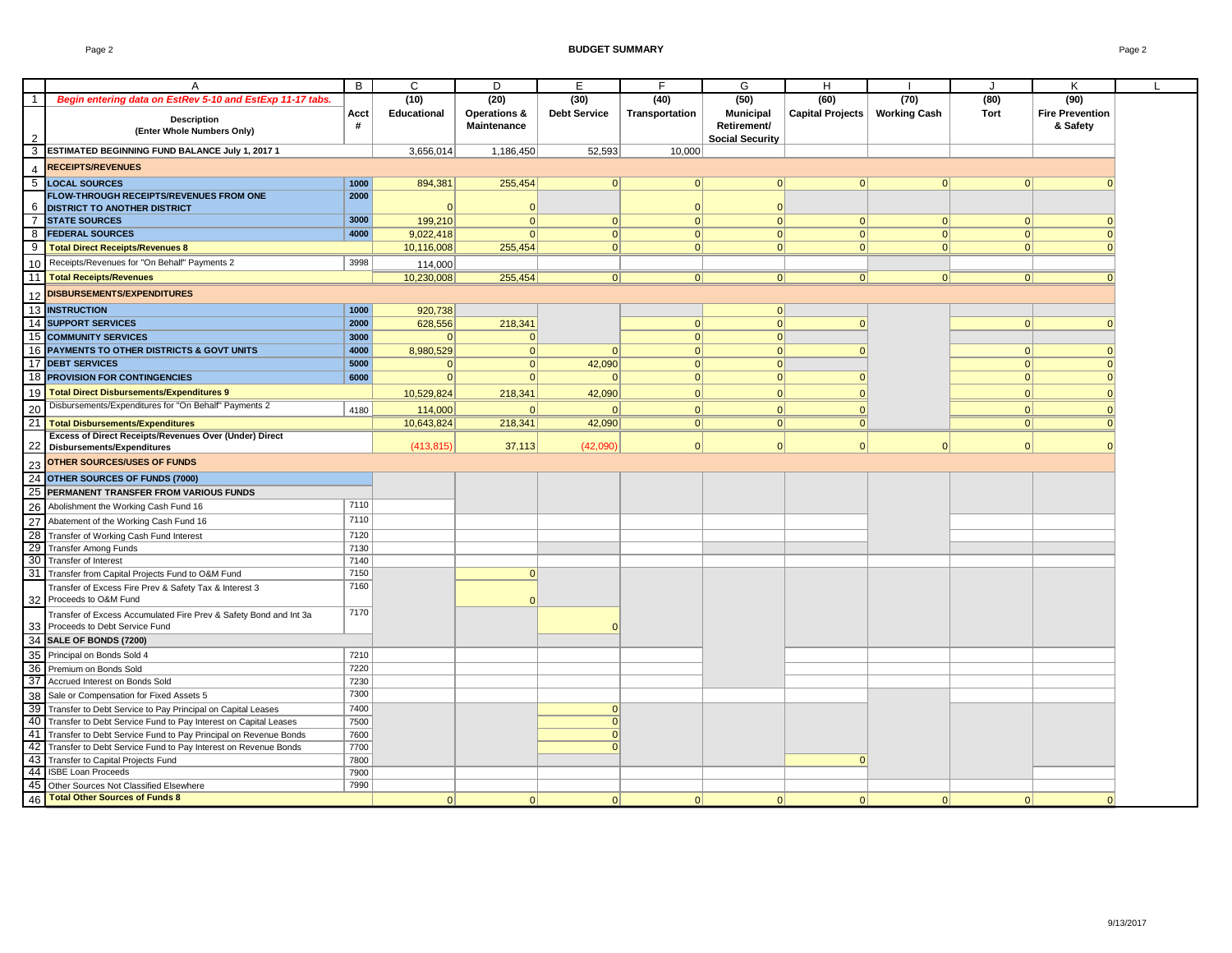## BUDGET SUMMARY

| | A | B | C | D | E | F | G | H | I | J | K | L |
|---|---|---|---|---|---|---|---|---|---|---|---|---|
| 1 | *Begin entering data on EstRev 5-10 and EstExp 11-17 tabs.* | | (10) | (20) | (30) | (40) | (50) | (60) | (70) | (80) | (90) | |
| 2 | **Description (Enter Whole Numbers Only)** | **Acct #** | **Educational** | **Operations & Maintenance** | **Debt Service** | **Transportation** | **Municipal Retirement/ Social Security** | **Capital Projects** | **Working Cash** | **Tort** | **Fire Prevention & Safety** | |
| 3 | **ESTIMATED BEGINNING FUND BALANCE July 1, 2017 1** | | 3,656,014 | 1,186,450 | 52,593 | 10,000 | | | | | | |
| 4 | **RECEIPTS/REVENUES** | | | | | | | | | | | |
| 5 | **LOCAL SOURCES** | 1000 | 894,381 | 255,454 | 0 | 0 | 0 | 0 | 0 | 0 | 0 | |
| 6 | **FLOW-THROUGH RECEIPTS/REVENUES FROM ONE DISTRICT TO ANOTHER DISTRICT** | 2000 | 0 | 0 | | 0 | 0 | | | | | |
| 7 | **STATE SOURCES** | 3000 | 199,210 | 0 | 0 | 0 | 0 | 0 | 0 | 0 | 0 | |
| 8 | **FEDERAL SOURCES** | 4000 | 9,022,418 | 0 | 0 | 0 | 0 | 0 | 0 | 0 | 0 | |
| 9 | **Total Direct Receipts/Revenues 8** | | 10,116,008 | 255,454 | 0 | 0 | 0 | 0 | 0 | 0 | 0 | |
| 10 | Receipts/Revenues for "On Behalf" Payments 2 | 3998 | 114,000 | | | | | | | | | |
| 11 | **Total Receipts/Revenues** | | 10,230,008 | 255,454 | 0 | 0 | 0 | 0 | 0 | 0 | 0 | |
| 12 | **DISBURSEMENTS/EXPENDITURES** | | | | | | | | | | | |
| 13 | **INSTRUCTION** | 1000 | 920,738 | | | | 0 | | | | | |
| 14 | **SUPPORT SERVICES** | 2000 | 628,556 | 218,341 | | 0 | 0 | 0 | | 0 | 0 | |
| 15 | **COMMUNITY SERVICES** | 3000 | 0 | 0 | | 0 | 0 | | | | | |
| 16 | **PAYMENTS TO OTHER DISTRICTS & GOVT UNITS** | 4000 | 8,980,529 | 0 | 0 | 0 | 0 | 0 | | 0 | 0 | |
| 17 | **DEBT SERVICES** | 5000 | 0 | 0 | 42,090 | 0 | 0 | | | 0 | 0 | |
| 18 | **PROVISION FOR CONTINGENCIES** | 6000 | 0 | 0 | 0 | 0 | 0 | 0 | | 0 | 0 | |
| 19 | **Total Direct Disbursements/Expenditures 9** | | 10,529,824 | 218,341 | 42,090 | 0 | 0 | 0 | | 0 | 0 | |
| 20 | Disbursements/Expenditures for "On Behalf" Payments 2 | 4180 | 114,000 | 0 | 0 | 0 | 0 | 0 | | 0 | 0 | |
| 21 | **Total Disbursements/Expenditures** | | 10,643,824 | 218,341 | 42,090 | 0 | 0 | 0 | | 0 | 0 | |
| 22 | **Excess of Direct Receipts/Revenues Over (Under) Direct Disbursements/Expenditures** | | (413,815) | 37,113 | (42,090) | 0 | 0 | 0 | 0 | 0 | 0 | |
| 23 | **OTHER SOURCES/USES OF FUNDS** | | | | | | | | | | | |
| 24 | **OTHER SOURCES OF FUNDS (7000)** | | | | | | | | | | | |
| 25 | **PERMANENT TRANSFER FROM VARIOUS FUNDS** | | | | | | | | | | | |
| 26 | Abolishment the Working Cash Fund 16 | 7110 | | | | | | | | | | |
| 27 | Abatement of the Working Cash Fund 16 | 7110 | | | | | | | | | | |
| 28 | Transfer of Working Cash Fund Interest | 7120 | | | | | | | | | | |
| 29 | Transfer Among Funds | 7130 | | | | | | | | | | |
| 30 | Transfer of Interest | 7140 | | | | | | | | | | |
| 31 | Transfer from Capital Projects Fund to O&M Fund | 7150 | | 0 | | | | | | | | |
| 32 | Transfer of Excess Fire Prev & Safety Tax & Interest 3 Proceeds to O&M Fund | 7160 | | 0 | | | | | | | | |
| 33 | Transfer of Excess Accumulated Fire Prev & Safety Bond and Int 3a Proceeds to Debt Service Fund | 7170 | | | 0 | | | | | | | |
| 34 | **SALE OF BONDS (7200)** | | | | | | | | | | | |
| 35 | Principal on Bonds Sold 4 | 7210 | | | | | | | | | | |
| 36 | Premium on Bonds Sold | 7220 | | | | | | | | | | |
| 37 | Accrued Interest on Bonds Sold | 7230 | | | | | | | | | | |
| 38 | Sale or Compensation for Fixed Assets 5 | 7300 | | | | | | | | | | |
| 39 | Transfer to Debt Service to Pay Principal on Capital Leases | 7400 | | | 0 | | | | | | | |
| 40 | Transfer to Debt Service Fund to Pay Interest on Capital Leases | 7500 | | | 0 | | | | | | | |
| 41 | Transfer to Debt Service Fund to Pay Principal on Revenue Bonds | 7600 | | | 0 | | | | | | | |
| 42 | Transfer to Debt Service Fund to Pay Interest on Revenue Bonds | 7700 | | | 0 | | | | | | | |
| 43 | Transfer to Capital Projects Fund | 7800 | | | | | | 0 | | | | |
| 44 | ISBE Loan Proceeds | 7900 | | | | | | | | | | |
| 45 | Other Sources Not Classified Elsewhere | 7990 | | | | | | | | | | |
| 46 | **Total Other Sources of Funds 8** | | 0 | 0 | 0 | 0 | 0 | 0 | 0 | 0 | 0 | |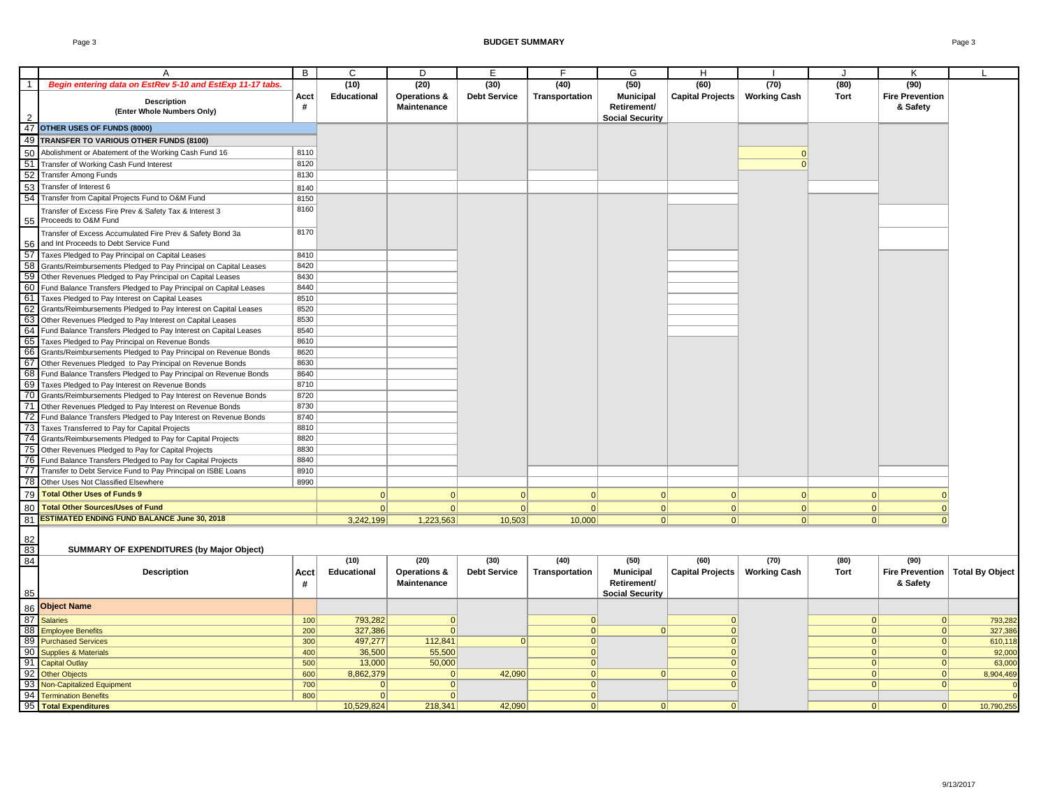## BUDGET SUMMARY

| | A | B | C | D | E | F | G | H | I | J | K | L |
|---|---|---|---|---|---|---|---|---|---|---|---|---|
| 1 | *Begin entering data on EstRev 5-10 and EstExp 11-17 tabs.* | | (10) | (20) | (30) | (40) | (50) | (60) | (70) | (80) | (90) | |
| 2 | **Description (Enter Whole Numbers Only)** | **Acct #** | **Educational** | **Operations & Maintenance** | **Debt Service** | **Transportation** | **Municipal Retirement/ Social Security** | **Capital Projects** | **Working Cash** | **Tort** | **Fire Prevention & Safety** | |
| 47 | **OTHER USES OF FUNDS (8000)** | | | | | | | | | | | |
| 49 | **TRANSFER TO VARIOUS OTHER FUNDS (8100)** | | | | | | | | | | | |
| 50 | Abolishment or Abatement of the Working Cash Fund 16 | 8110 | | | | | | | 0 | | | |
| 51 | Transfer of Working Cash Fund Interest | 8120 | | | | | | | 0 | | | |
| 52 | Transfer Among Funds | 8130 | | | | | | | | | | |
| 53 | Transfer of Interest 6 | 8140 | | | | | | | | | | |
| 54 | Transfer from Capital Projects Fund to O&M Fund | 8150 | | | | | | | | | | |
| 55 | Transfer of Excess Fire Prev & Safety Tax & Interest 3 Proceeds to O&M Fund | 8160 | | | | | | | | | | |
| 56 | Transfer of Excess Accumulated Fire Prev & Safety Bond 3a and Int Proceeds to Debt Service Fund | 8170 | | | | | | | | | | |
| 57 | Taxes Pledged to Pay Principal on Capital Leases | 8410 | | | | | | | | | | |
| 58 | Grants/Reimbursements Pledged to Pay Principal on Capital Leases | 8420 | | | | | | | | | | |
| 59 | Other Revenues Pledged to Pay Principal on Capital Leases | 8430 | | | | | | | | | | |
| 60 | Fund Balance Transfers Pledged to Pay Principal on Capital Leases | 8440 | | | | | | | | | | |
| 61 | Taxes Pledged to Pay Interest on Capital Leases | 8510 | | | | | | | | | | |
| 62 | Grants/Reimbursements Pledged to Pay Interest on Capital Leases | 8520 | | | | | | | | | | |
| 63 | Other Revenues Pledged to Pay Interest on Capital Leases | 8530 | | | | | | | | | | |
| 64 | Fund Balance Transfers Pledged to Pay Interest on Capital Leases | 8540 | | | | | | | | | | |
| 65 | Taxes Pledged to Pay Principal on Revenue Bonds | 8610 | | | | | | | | | | |
| 66 | Grants/Reimbursements Pledged to Pay Principal on Revenue Bonds | 8620 | | | | | | | | | | |
| 67 | Other Revenues Pledged to Pay Principal on Revenue Bonds | 8630 | | | | | | | | | | |
| 68 | Fund Balance Transfers Pledged to Pay Principal on Revenue Bonds | 8640 | | | | | | | | | | |
| 69 | Taxes Pledged to Pay Interest on Revenue Bonds | 8710 | | | | | | | | | | |
| 70 | Grants/Reimbursements Pledged to Pay Interest on Revenue Bonds | 8720 | | | | | | | | | | |
| 71 | Other Revenues Pledged to Pay Interest on Revenue Bonds | 8730 | | | | | | | | | | |
| 72 | Fund Balance Transfers Pledged to Pay Interest on Revenue Bonds | 8740 | | | | | | | | | | |
| 73 | Taxes Transferred to Pay for Capital Projects | 8810 | | | | | | | | | | |
| 74 | Grants/Reimbursements Pledged to Pay for Capital Projects | 8820 | | | | | | | | | | |
| 75 | Other Revenues Pledged to Pay for Capital Projects | 8830 | | | | | | | | | | |
| 76 | Fund Balance Transfers Pledged to Pay for Capital Projects | 8840 | | | | | | | | | | |
| 77 | Transfer to Debt Service Fund to Pay Principal on ISBE Loans | 8910 | | | | | | | | | | |
| 78 | Other Uses Not Classified Elsewhere | 8990 | | | | | | | | | | |
| 79 | **Total Other Uses of Funds 9** | | 0 | 0 | 0 | 0 | 0 | 0 | 0 | 0 | 0 | |
| 80 | **Total Other Sources/Uses of Fund** | | 0 | 0 | 0 | 0 | 0 | 0 | 0 | 0 | 0 | |
| 81 | **ESTIMATED ENDING FUND BALANCE June 30, 2018** | | 3,242,199 | 1,223,563 | 10,503 | 10,000 | 0 | 0 | 0 | 0 | 0 | |

### SUMMARY OF EXPENDITURES (by Major Object)

| | Description | Acct # | (10) Educational | (20) Operations & Maintenance | (30) Debt Service | (40) Transportation | (50) Municipal Retirement/ Social Security | (60) Capital Projects | (70) Working Cash | (80) Tort | (90) Fire Prevention & Safety | Total By Object |
|---|---|---|---|---|---|---|---|---|---|---|---|---|
| 86 | **Object Name** | | | | | | | | | | | |
| 87 | Salaries | 100 | 793,282 | 0 | | 0 | | 0 | | 0 | 0 | 793,282 |
| 88 | Employee Benefits | 200 | 327,386 | 0 | | 0 | 0 | 0 | | 0 | 0 | 327,386 |
| 89 | Purchased Services | 300 | 497,277 | 112,841 | 0 | 0 | | 0 | | 0 | 0 | 610,118 |
| 90 | Supplies & Materials | 400 | 36,500 | 55,500 | | 0 | | 0 | | 0 | 0 | 92,000 |
| 91 | Capital Outlay | 500 | 13,000 | 50,000 | | 0 | | 0 | | 0 | 0 | 63,000 |
| 92 | Other Objects | 600 | 8,862,379 | 0 | 42,090 | 0 | 0 | 0 | | 0 | 0 | 8,904,469 |
| 93 | Non-Capitalized Equipment | 700 | 0 | 0 | | 0 | | 0 | | 0 | 0 | 0 |
| 94 | Termination Benefits | 800 | 0 | 0 | | 0 | | | | | | 0 |
| 95 | **Total Expenditures** | | 10,529,824 | 218,341 | 42,090 | 0 | 0 | 0 | | 0 | 0 | 10,790,255 |

9/13/2017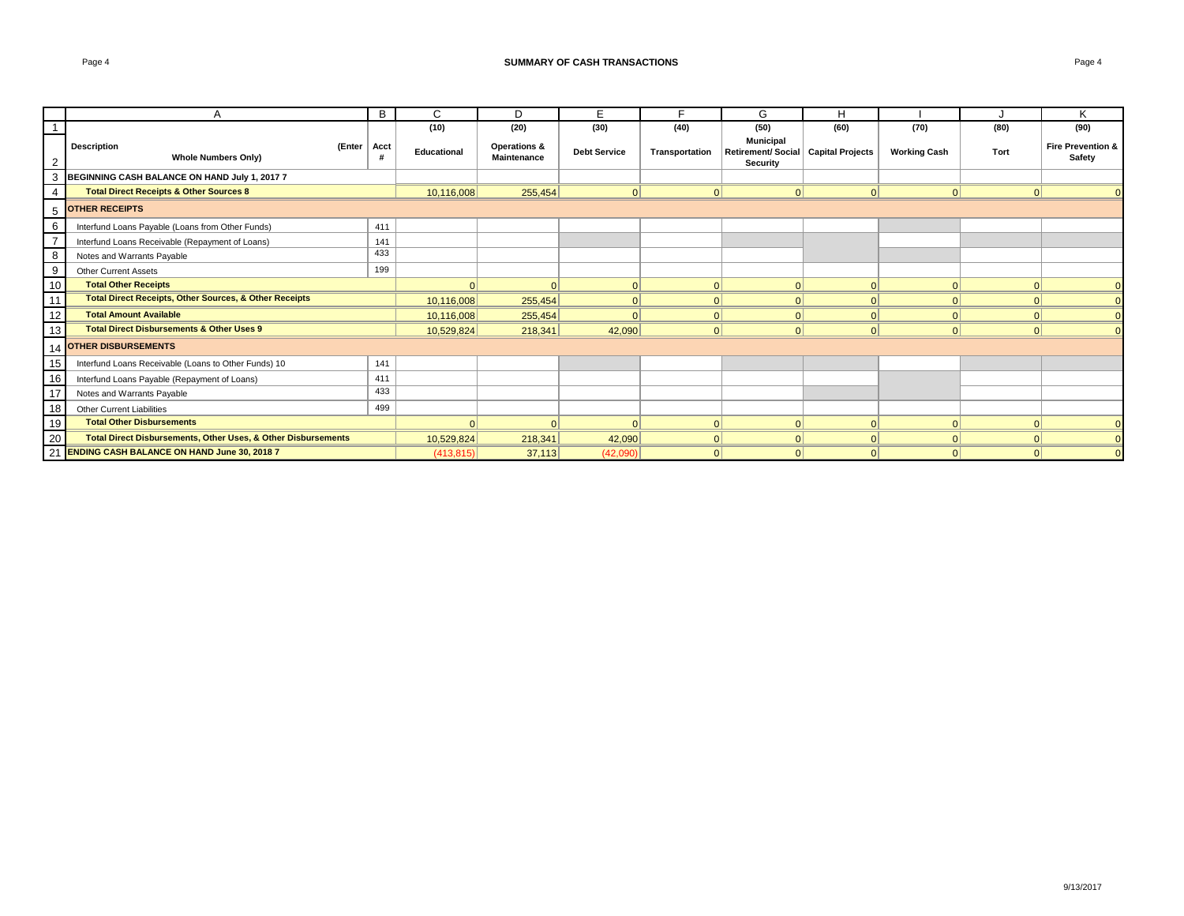# SUMMARY OF CASH TRANSACTIONS

| | A | B | C | D | E | F | G | H | I | J | K |
|---|---|---|---|---|---|---|---|---|---|---|---|
| 1 | | | (10) | (20) | (30) | (40) | (50) | (60) | (70) | (80) | (90) |
| 2 | Description (Enter Whole Numbers Only) | Acct # | Educational | Operations & Maintenance | Debt Service | Transportation | Municipal Retirement/ Social Security | Capital Projects | Working Cash | Tort | Fire Prevention & Safety |
| 3 | **BEGINNING CASH BALANCE ON HAND July 1, 2017 7** | | | | | | | | | | |
| 4 | **Total Direct Receipts & Other Sources 8** | | 10,116,008 | 255,454 | 0 | 0 | 0 | 0 | 0 | 0 | 0 |
| 5 | **OTHER RECEIPTS** | | | | | | | | | | |
| 6 | Interfund Loans Payable (Loans from Other Funds) | 411 | | | | | | | | | |
| 7 | Interfund Loans Receivable (Repayment of Loans) | 141 | | | | | | | | | |
| 8 | Notes and Warrants Payable | 433 | | | | | | | | | |
| 9 | Other Current Assets | 199 | | | | | | | | | |
| 10 | **Total Other Receipts** | | 0 | 0 | 0 | 0 | 0 | 0 | 0 | 0 | 0 |
| 11 | **Total Direct Receipts, Other Sources, & Other Receipts** | | 10,116,008 | 255,454 | 0 | 0 | 0 | 0 | 0 | 0 | 0 |
| 12 | **Total Amount Available** | | 10,116,008 | 255,454 | 0 | 0 | 0 | 0 | 0 | 0 | 0 |
| 13 | **Total Direct Disbursements & Other Uses 9** | | 10,529,824 | 218,341 | 42,090 | 0 | 0 | 0 | 0 | 0 | 0 |
| 14 | **OTHER DISBURSEMENTS** | | | | | | | | | | |
| 15 | Interfund Loans Receivable (Loans to Other Funds) 10 | 141 | | | | | | | | | |
| 16 | Interfund Loans Payable (Repayment of Loans) | 411 | | | | | | | | | |
| 17 | Notes and Warrants Payable | 433 | | | | | | | | | |
| 18 | Other Current Liabilities | 499 | | | | | | | | | |
| 19 | **Total Other Disbursements** | | 0 | 0 | 0 | 0 | 0 | 0 | 0 | 0 | 0 |
| 20 | **Total Direct Disbursements, Other Uses, & Other Disbursements** | | 10,529,824 | 218,341 | 42,090 | 0 | 0 | 0 | 0 | 0 | 0 |
| 21 | **ENDING CASH BALANCE ON HAND June 30, 2018 7** | | (413,815) | 37,113 | (42,090) | 0 | 0 | 0 | 0 | 0 | 0 |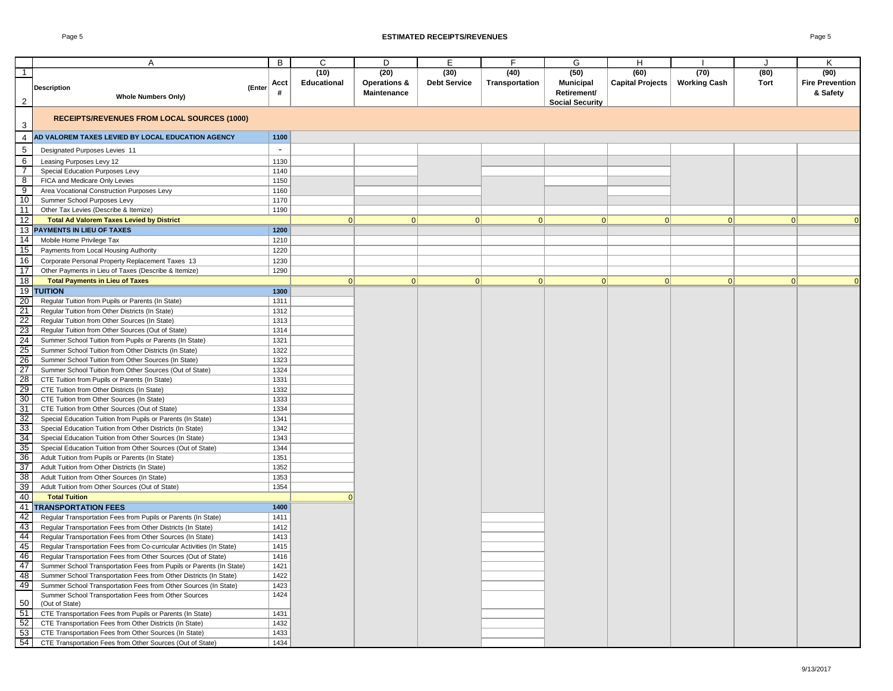# ESTIMATED RECEIPTS/REVENUES

| | A | B | C | D | E | F | G | H | I | J | K |
|---|---|---|---|---|---|---|---|---|---|---|---|
| 1 | | | (10) | (20) | (30) | (40) | (50) | (60) | (70) | (80) | (90) |
| 2 | **Description** (Enter Whole Numbers Only) | **Acct #** | **Educational** | **Operations & Maintenance** | **Debt Service** | **Transportation** | **Municipal Retirement/ Social Security** | **Capital Projects** | **Working Cash** | **Tort** | **Fire Prevention & Safety** |
| 3 | **RECEIPTS/REVENUES FROM LOCAL SOURCES (1000)** | | | | | | | | | | |
| 4 | **AD VALOREM TAXES LEVIED BY LOCAL EDUCATION AGENCY** | **1100** | | | | | | | | | |
| 5 | Designated Purposes Levies 11 | - | | | | | | | | | |
| 6 | Leasing Purposes Levy 12 | 1130 | | | | | | | | | |
| 7 | Special Education Purposes Levy | 1140 | | | | | | | | | |
| 8 | FICA and Medicare Only Levies | 1150 | | | | | | | | | |
| 9 | Area Vocational Construction Purposes Levy | 1160 | | | | | | | | | |
| 10 | Summer School Purposes Levy | 1170 | | | | | | | | | |
| 11 | Other Tax Levies (Describe & Itemize) | 1190 | | | | | | | | | |
| 12 | **Total Ad Valorem Taxes Levied by District** | | 0 | 0 | 0 | 0 | 0 | 0 | 0 | 0 | 0 |
| 13 | **PAYMENTS IN LIEU OF TAXES** | **1200** | | | | | | | | | |
| 14 | Mobile Home Privilege Tax | 1210 | | | | | | | | | |
| 15 | Payments from Local Housing Authority | 1220 | | | | | | | | | |
| 16 | Corporate Personal Property Replacement Taxes 13 | 1230 | | | | | | | | | |
| 17 | Other Payments in Lieu of Taxes (Describe & Itemize) | 1290 | | | | | | | | | |
| 18 | **Total Payments in Lieu of Taxes** | | 0 | 0 | 0 | 0 | 0 | 0 | 0 | 0 | 0 |
| 19 | **TUITION** | **1300** | | | | | | | | | |
| 20 | Regular Tuition from Pupils or Parents (In State) | 1311 | | | | | | | | | |
| 21 | Regular Tuition from Other Districts (In State) | 1312 | | | | | | | | | |
| 22 | Regular Tuition from Other Sources (In State) | 1313 | | | | | | | | | |
| 23 | Regular Tuition from Other Sources (Out of State) | 1314 | | | | | | | | | |
| 24 | Summer School Tuition from Pupils or Parents (In State) | 1321 | | | | | | | | | |
| 25 | Summer School Tuition from Other Districts (In State) | 1322 | | | | | | | | | |
| 26 | Summer School Tuition from Other Sources (In State) | 1323 | | | | | | | | | |
| 27 | Summer School Tuition from Other Sources (Out of State) | 1324 | | | | | | | | | |
| 28 | CTE Tuition from Pupils or Parents (In State) | 1331 | | | | | | | | | |
| 29 | CTE Tuition from Other Districts (In State) | 1332 | | | | | | | | | |
| 30 | CTE Tuition from Other Sources (In State) | 1333 | | | | | | | | | |
| 31 | CTE Tuition from Other Sources (Out of State) | 1334 | | | | | | | | | |
| 32 | Special Education Tuition from Pupils or Parents (In State) | 1341 | | | | | | | | | |
| 33 | Special Education Tuition from Other Districts (In State) | 1342 | | | | | | | | | |
| 34 | Special Education Tuition from Other Sources (In State) | 1343 | | | | | | | | | |
| 35 | Special Education Tuition from Other Sources (Out of State) | 1344 | | | | | | | | | |
| 36 | Adult Tuition from Pupils or Parents (In State) | 1351 | | | | | | | | | |
| 37 | Adult Tuition from Other Districts (In State) | 1352 | | | | | | | | | |
| 38 | Adult Tuition from Other Sources (In State) | 1353 | | | | | | | | | |
| 39 | Adult Tuition from Other Sources (Out of State) | 1354 | | | | | | | | | |
| 40 | **Total Tuition** | | 0 | | | | | | | | |
| 41 | **TRANSPORTATION FEES** | **1400** | | | | | | | | | |
| 42 | Regular Transportation Fees from Pupils or Parents (In State) | 1411 | | | | | | | | | |
| 43 | Regular Transportation Fees from Other Districts (In State) | 1412 | | | | | | | | | |
| 44 | Regular Transportation Fees from Other Sources (In State) | 1413 | | | | | | | | | |
| 45 | Regular Transportation Fees from Co-curricular Activities (In State) | 1415 | | | | | | | | | |
| 46 | Regular Transportation Fees from Other Sources (Out of State) | 1416 | | | | | | | | | |
| 47 | Summer School Transportation Fees from Pupils or Parents (In State) | 1421 | | | | | | | | | |
| 48 | Summer School Transportation Fees from Other Districts (In State) | 1422 | | | | | | | | | |
| 49 | Summer School Transportation Fees from Other Sources (In State) | 1423 | | | | | | | | | |
| 50 | Summer School Transportation Fees from Other Sources (Out of State) | 1424 | | | | | | | | | |
| 51 | CTE Transportation Fees from Pupils or Parents (In State) | 1431 | | | | | | | | | |
| 52 | CTE Transportation Fees from Other Districts (In State) | 1432 | | | | | | | | | |
| 53 | CTE Transportation Fees from Other Sources (In State) | 1433 | | | | | | | | | |
| 54 | CTE Transportation Fees from Other Sources (Out of State) | 1434 | | | | | | | | | |

9/13/2017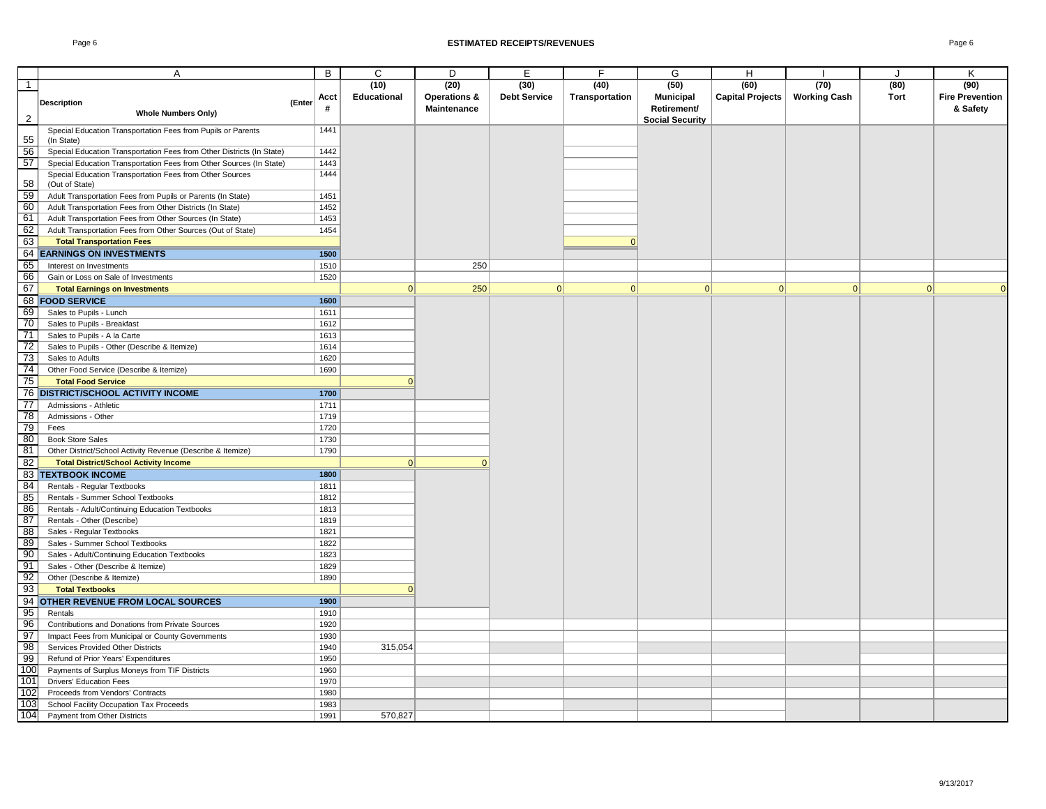## ESTIMATED RECEIPTS/REVENUES

| | A | B | C | D | E | F | G | H | I | J | K |
|---|---|---|---|---|---|---|---|---|---|---|---|
| 1 | | | (10) | (20) | (30) | (40) | (50) | (60) | (70) | (80) | (90) |
| 2 | Description (Enter Whole Numbers Only) | Acct # | Educational | Operations & Maintenance | Debt Service | Transportation | Municipal Retirement/ Social Security | Capital Projects | Working Cash | Tort | Fire Prevention & Safety |
| 55 | Special Education Transportation Fees from Pupils or Parents (In State) | 1441 | | | | | | | | | |
| 56 | Special Education Transportation Fees from Other Districts (In State) | 1442 | | | | | | | | | |
| 57 | Special Education Transportation Fees from Other Sources (In State) | 1443 | | | | | | | | | |
| 58 | Special Education Transportation Fees from Other Sources (Out of State) | 1444 | | | | | | | | | |
| 59 | Adult Transportation Fees from Pupils or Parents (In State) | 1451 | | | | | | | | | |
| 60 | Adult Transportation Fees from Other Districts (In State) | 1452 | | | | | | | | | |
| 61 | Adult Transportation Fees from Other Sources (In State) | 1453 | | | | | | | | | |
| 62 | Adult Transportation Fees from Other Sources (Out of State) | 1454 | | | | | | | | | |
| 63 | **Total Transportation Fees** | | | | | 0 | | | | | |
| 64 | **EARNINGS ON INVESTMENTS** | **1500** | | | | | | | | | |
| 65 | Interest on Investments | 1510 | | 250 | | | | | | | |
| 66 | Gain or Loss on Sale of Investments | 1520 | | | | | | | | | |
| 67 | **Total Earnings on Investments** | | 0 | 250 | 0 | 0 | 0 | 0 | 0 | 0 | 0 |
| 68 | **FOOD SERVICE** | **1600** | | | | | | | | | |
| 69 | Sales to Pupils - Lunch | 1611 | | | | | | | | | |
| 70 | Sales to Pupils - Breakfast | 1612 | | | | | | | | | |
| 71 | Sales to Pupils - A la Carte | 1613 | | | | | | | | | |
| 72 | Sales to Pupils - Other (Describe & Itemize) | 1614 | | | | | | | | | |
| 73 | Sales to Adults | 1620 | | | | | | | | | |
| 74 | Other Food Service (Describe & Itemize) | 1690 | | | | | | | | | |
| 75 | **Total Food Service** | | 0 | | | | | | | | |
| 76 | **DISTRICT/SCHOOL ACTIVITY INCOME** | **1700** | | | | | | | | | |
| 77 | Admissions - Athletic | 1711 | | | | | | | | | |
| 78 | Admissions - Other | 1719 | | | | | | | | | |
| 79 | Fees | 1720 | | | | | | | | | |
| 80 | Book Store Sales | 1730 | | | | | | | | | |
| 81 | Other District/School Activity Revenue (Describe & Itemize) | 1790 | | | | | | | | | |
| 82 | **Total District/School Activity Income** | | 0 | 0 | | | | | | | |
| 83 | **TEXTBOOK INCOME** | **1800** | | | | | | | | | |
| 84 | Rentals - Regular Textbooks | 1811 | | | | | | | | | |
| 85 | Rentals - Summer School Textbooks | 1812 | | | | | | | | | |
| 86 | Rentals - Adult/Continuing Education Textbooks | 1813 | | | | | | | | | |
| 87 | Rentals - Other (Describe) | 1819 | | | | | | | | | |
| 88 | Sales - Regular Textbooks | 1821 | | | | | | | | | |
| 89 | Sales - Summer School Textbooks | 1822 | | | | | | | | | |
| 90 | Sales - Adult/Continuing Education Textbooks | 1823 | | | | | | | | | |
| 91 | Sales - Other (Describe & Itemize) | 1829 | | | | | | | | | |
| 92 | Other (Describe & Itemize) | 1890 | | | | | | | | | |
| 93 | **Total Textbooks** | | 0 | | | | | | | | |
| 94 | **OTHER REVENUE FROM LOCAL SOURCES** | **1900** | | | | | | | | | |
| 95 | Rentals | 1910 | | | | | | | | | |
| 96 | Contributions and Donations from Private Sources | 1920 | | | | | | | | | |
| 97 | Impact Fees from Municipal or County Governments | 1930 | | | | | | | | | |
| 98 | Services Provided Other Districts | 1940 | 315,054 | | | | | | | | |
| 99 | Refund of Prior Years' Expenditures | 1950 | | | | | | | | | |
| 100 | Payments of Surplus Moneys from TIF Districts | 1960 | | | | | | | | | |
| 101 | Drivers' Education Fees | 1970 | | | | | | | | | |
| 102 | Proceeds from Vendors' Contracts | 1980 | | | | | | | | | |
| 103 | School Facility Occupation Tax Proceeds | 1983 | | | | | | | | | |
| 104 | Payment from Other Districts | 1991 | 570,827 | | | | | | | | |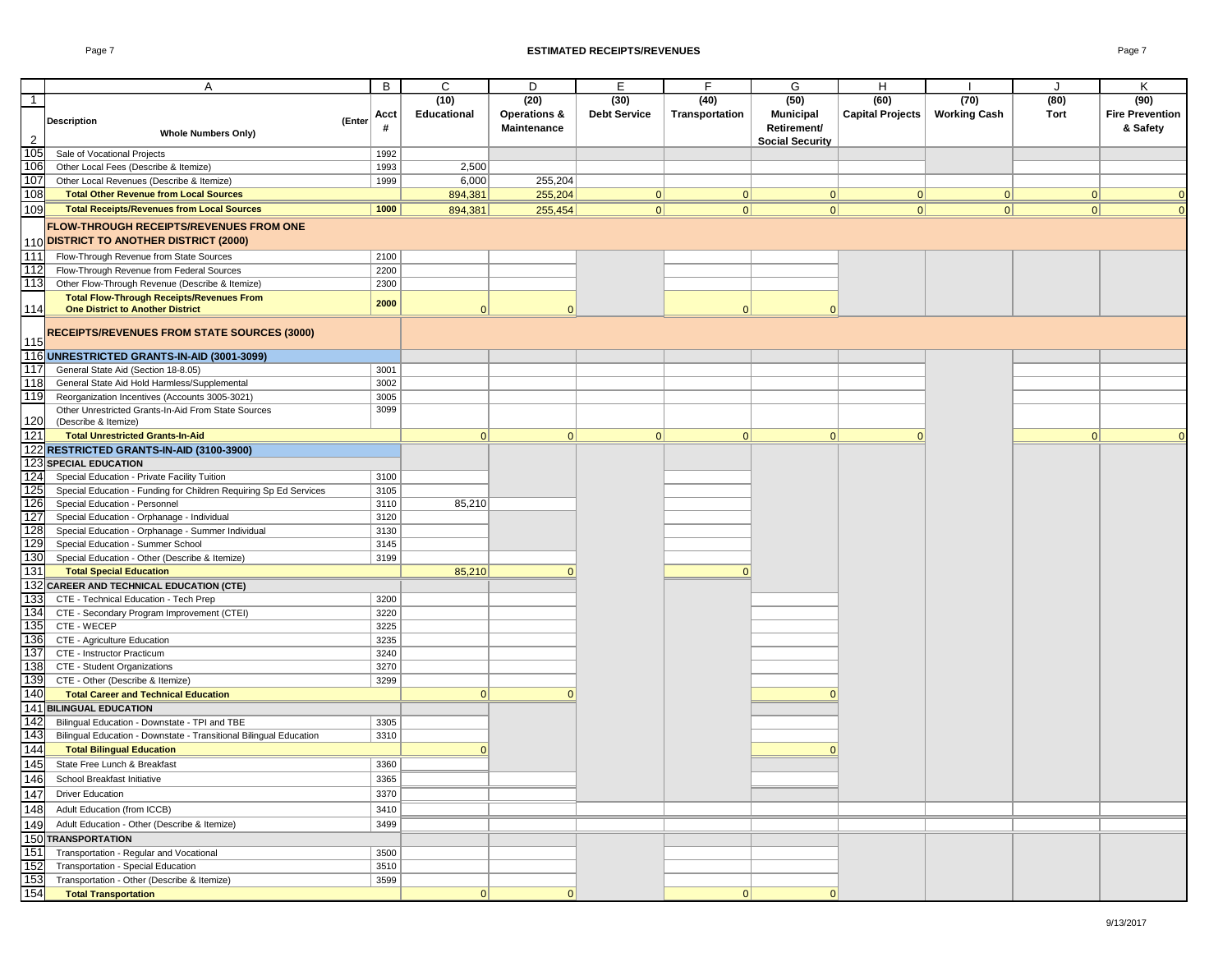# ESTIMATED RECEIPTS/REVENUES

| | A | B | C | D | E | F | G | H | I | J | K |
|---|---|---|---|---|---|---|---|---|---|---|---|
| 1 | | | (10) | (20) | (30) | (40) | (50) | (60) | (70) | (80) | (90) |
| 2 | Description (Enter Whole Numbers Only) | Acct # | Educational | Operations & Maintenance | Debt Service | Transportation | Municipal Retirement/ Social Security | Capital Projects | Working Cash | Tort | Fire Prevention & Safety |
| 105 | Sale of Vocational Projects | 1992 | | | | | | | | | |
| 106 | Other Local Fees (Describe & Itemize) | 1993 | 2,500 | | | | | | | | |
| 107 | Other Local Revenues (Describe & Itemize) | 1999 | 6,000 | 255,204 | | | | | | | |
| 108 | **Total Other Revenue from Local Sources** | | 894,381 | 255,204 | 0 | 0 | 0 | 0 | 0 | 0 | 0 |
| 109 | **Total Receipts/Revenues from Local Sources** | **1000** | 894,381 | 255,454 | 0 | 0 | 0 | 0 | 0 | 0 | 0 |
| 110 | **FLOW-THROUGH RECEIPTS/REVENUES FROM ONE DISTRICT TO ANOTHER DISTRICT (2000)** | | | | | | | | | | |
| 111 | Flow-Through Revenue from State Sources | 2100 | | | | | | | | | |
| 112 | Flow-Through Revenue from Federal Sources | 2200 | | | | | | | | | |
| 113 | Other Flow-Through Revenue (Describe & Itemize) | 2300 | | | | | | | | | |
| 114 | **Total Flow-Through Receipts/Revenues From One District to Another District** | **2000** | 0 | 0 | | 0 | 0 | | | | |
| 115 | **RECEIPTS/REVENUES FROM STATE SOURCES (3000)** | | | | | | | | | | |
| 116 | **UNRESTRICTED GRANTS-IN-AID (3001-3099)** | | | | | | | | | | |
| 117 | General State Aid (Section 18-8.05) | 3001 | | | | | | | | | |
| 118 | General State Aid Hold Harmless/Supplemental | 3002 | | | | | | | | | |
| 119 | Reorganization Incentives (Accounts 3005-3021) | 3005 | | | | | | | | | |
| 120 | Other Unrestricted Grants-In-Aid From State Sources (Describe & Itemize) | 3099 | | | | | | | | | |
| 121 | **Total Unrestricted Grants-In-Aid** | | 0 | 0 | 0 | 0 | 0 | 0 | | 0 | 0 |
| 122 | **RESTRICTED GRANTS-IN-AID (3100-3900)** | | | | | | | | | | |
| 123 | **SPECIAL EDUCATION** | | | | | | | | | | |
| 124 | Special Education - Private Facility Tuition | 3100 | | | | | | | | | |
| 125 | Special Education - Funding for Children Requiring Sp Ed Services | 3105 | | | | | | | | | |
| 126 | Special Education - Personnel | 3110 | 85,210 | | | | | | | | |
| 127 | Special Education - Orphanage - Individual | 3120 | | | | | | | | | |
| 128 | Special Education - Orphanage - Summer Individual | 3130 | | | | | | | | | |
| 129 | Special Education - Summer School | 3145 | | | | | | | | | |
| 130 | Special Education - Other (Describe & Itemize) | 3199 | | | | | | | | | |
| 131 | **Total Special Education** | | 85,210 | 0 | | 0 | | | | | |
| 132 | **CAREER AND TECHNICAL EDUCATION (CTE)** | | | | | | | | | | |
| 133 | CTE - Technical Education - Tech Prep | 3200 | | | | | | | | | |
| 134 | CTE - Secondary Program Improvement (CTEI) | 3220 | | | | | | | | | |
| 135 | CTE - WECEP | 3225 | | | | | | | | | |
| 136 | CTE - Agriculture Education | 3235 | | | | | | | | | |
| 137 | CTE - Instructor Practicum | 3240 | | | | | | | | | |
| 138 | CTE - Student Organizations | 3270 | | | | | | | | | |
| 139 | CTE - Other (Describe & Itemize) | 3299 | | | | | | | | | |
| 140 | **Total Career and Technical Education** | | 0 | 0 | | | 0 | | | | |
| 141 | **BILINGUAL EDUCATION** | | | | | | | | | | |
| 142 | Bilingual Education - Downstate - TPI and TBE | 3305 | | | | | | | | | |
| 143 | Bilingual Education - Downstate - Transitional Bilingual Education | 3310 | | | | | | | | | |
| 144 | **Total Bilingual Education** | | 0 | | | | 0 | | | | |
| 145 | State Free Lunch & Breakfast | 3360 | | | | | | | | | |
| 146 | School Breakfast Initiative | 3365 | | | | | | | | | |
| 147 | Driver Education | 3370 | | | | | | | | | |
| 148 | Adult Education (from ICCB) | 3410 | | | | | | | | | |
| 149 | Adult Education - Other (Describe & Itemize) | 3499 | | | | | | | | | |
| 150 | **TRANSPORTATION** | | | | | | | | | | |
| 151 | Transportation - Regular and Vocational | 3500 | | | | | | | | | |
| 152 | Transportation - Special Education | 3510 | | | | | | | | | |
| 153 | Transportation - Other (Describe & Itemize) | 3599 | | | | | | | | | |
| 154 | **Total Transportation** | | 0 | 0 | | 0 | 0 | | | | |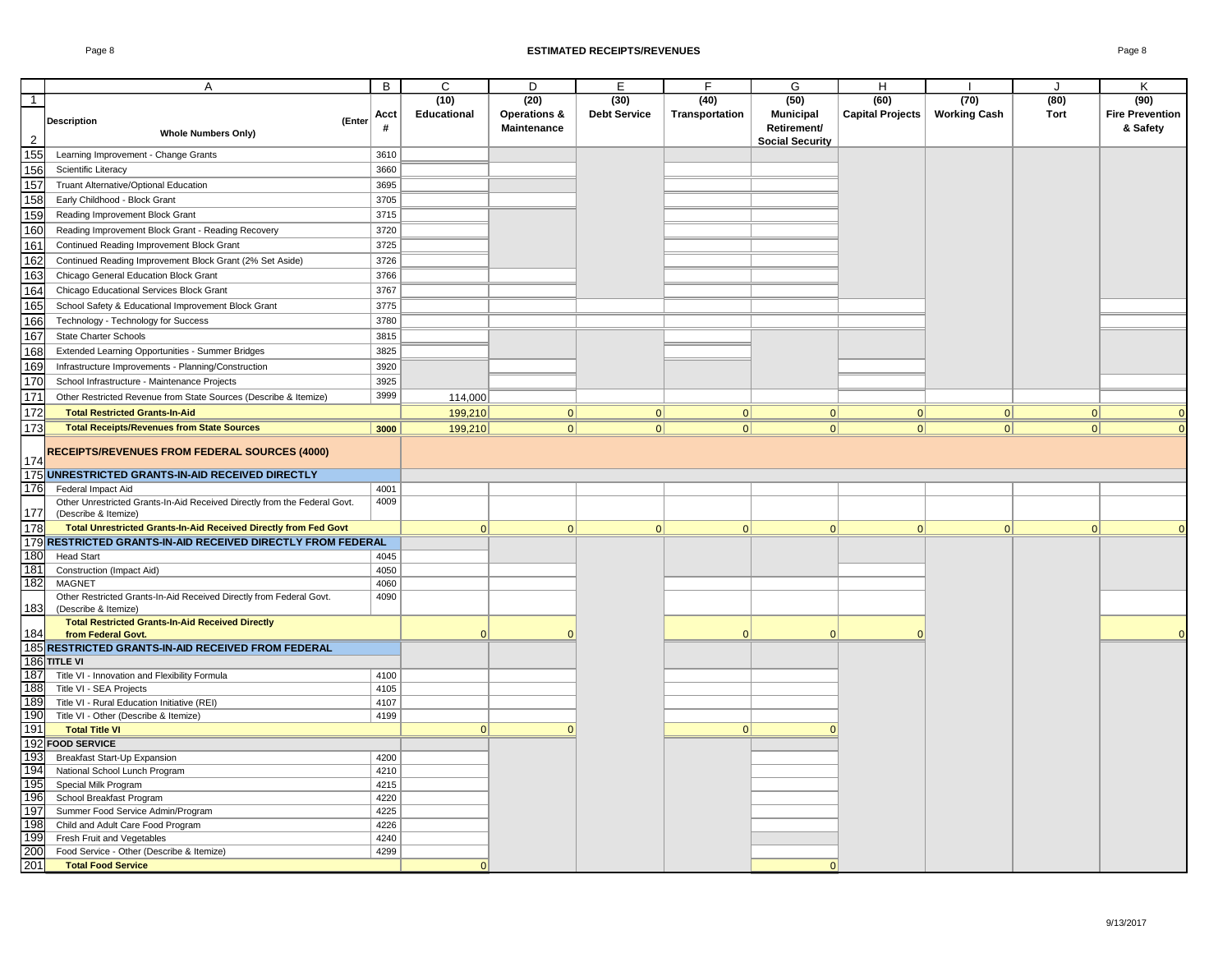## ESTIMATED RECEIPTS/REVENUES

| | A | B | C | D | E | F | G | H | I | J | K |
|---|---|---|---|---|---|---|---|---|---|---|---|
| 1 | | | (10) | (20) | (30) | (40) | (50) | (60) | (70) | (80) | (90) |
| 2 | **Description** (Enter Whole Numbers Only) | Acct # | Educational | Operations & Maintenance | Debt Service | Transportation | Municipal Retirement/ Social Security | Capital Projects | Working Cash | Tort | Fire Prevention & Safety |
| 155 | Learning Improvement - Change Grants | 3610 | | | | | | | | | |
| 156 | Scientific Literacy | 3660 | | | | | | | | | |
| 157 | Truant Alternative/Optional Education | 3695 | | | | | | | | | |
| 158 | Early Childhood - Block Grant | 3705 | | | | | | | | | |
| 159 | Reading Improvement Block Grant | 3715 | | | | | | | | | |
| 160 | Reading Improvement Block Grant - Reading Recovery | 3720 | | | | | | | | | |
| 161 | Continued Reading Improvement Block Grant | 3725 | | | | | | | | | |
| 162 | Continued Reading Improvement Block Grant (2% Set Aside) | 3726 | | | | | | | | | |
| 163 | Chicago General Education Block Grant | 3766 | | | | | | | | | |
| 164 | Chicago Educational Services Block Grant | 3767 | | | | | | | | | |
| 165 | School Safety & Educational Improvement Block Grant | 3775 | | | | | | | | | |
| 166 | Technology - Technology for Success | 3780 | | | | | | | | | |
| 167 | State Charter Schools | 3815 | | | | | | | | | |
| 168 | Extended Learning Opportunities - Summer Bridges | 3825 | | | | | | | | | |
| 169 | Infrastructure Improvements - Planning/Construction | 3920 | | | | | | | | | |
| 170 | School Infrastructure - Maintenance Projects | 3925 | | | | | | | | | |
| 171 | Other Restricted Revenue from State Sources (Describe & Itemize) | 3999 | 114,000 | | | | | | | | |
| 172 | **Total Restricted Grants-In-Aid** | | 199,210 | 0 | 0 | 0 | 0 | 0 | 0 | 0 | 0 |
| 173 | **Total Receipts/Revenues from State Sources** | 3000 | 199,210 | 0 | 0 | 0 | 0 | 0 | 0 | 0 | 0 |
| 174 | **RECEIPTS/REVENUES FROM FEDERAL SOURCES (4000)** | | | | | | | | | | |
| 175 | **UNRESTRICTED GRANTS-IN-AID RECEIVED DIRECTLY** | | | | | | | | | | |
| 176 | Federal Impact Aid | 4001 | | | | | | | | | |
| 177 | Other Unrestricted Grants-In-Aid Received Directly from the Federal Govt. (Describe & Itemize) | 4009 | | | | | | | | | |
| 178 | **Total Unrestricted Grants-In-Aid Received Directly from Fed Govt** | | 0 | 0 | 0 | 0 | 0 | 0 | 0 | 0 | 0 |
| 179 | **RESTRICTED GRANTS-IN-AID RECEIVED DIRECTLY FROM FEDERAL** | | | | | | | | | | |
| 180 | Head Start | 4045 | | | | | | | | | |
| 181 | Construction (Impact Aid) | 4050 | | | | | | | | | |
| 182 | MAGNET | 4060 | | | | | | | | | |
| 183 | Other Restricted Grants-In-Aid Received Directly from Federal Govt. (Describe & Itemize) | 4090 | | | | | | | | | |
| 184 | **Total Restricted Grants-In-Aid Received Directly from Federal Govt.** | | 0 | 0 | | 0 | 0 | 0 | | | 0 |
| 185 | **RESTRICTED GRANTS-IN-AID RECEIVED FROM FEDERAL** | | | | | | | | | | |
| 186 | **TITLE VI** | | | | | | | | | | |
| 187 | Title VI - Innovation and Flexibility Formula | 4100 | | | | | | | | | |
| 188 | Title VI - SEA Projects | 4105 | | | | | | | | | |
| 189 | Title VI - Rural Education Initiative (REI) | 4107 | | | | | | | | | |
| 190 | Title VI - Other (Describe & Itemize) | 4199 | | | | | | | | | |
| 191 | **Total Title VI** | | 0 | 0 | | 0 | 0 | | | | |
| 192 | **FOOD SERVICE** | | | | | | | | | | |
| 193 | Breakfast Start-Up Expansion | 4200 | | | | | | | | | |
| 194 | National School Lunch Program | 4210 | | | | | | | | | |
| 195 | Special Milk Program | 4215 | | | | | | | | | |
| 196 | School Breakfast Program | 4220 | | | | | | | | | |
| 197 | Summer Food Service Admin/Program | 4225 | | | | | | | | | |
| 198 | Child and Adult Care Food Program | 4226 | | | | | | | | | |
| 199 | Fresh Fruit and Vegetables | 4240 | | | | | | | | | |
| 200 | Food Service - Other (Describe & Itemize) | 4299 | | | | | | | | | |
| 201 | **Total Food Service** | | 0 | | | | 0 | | | | |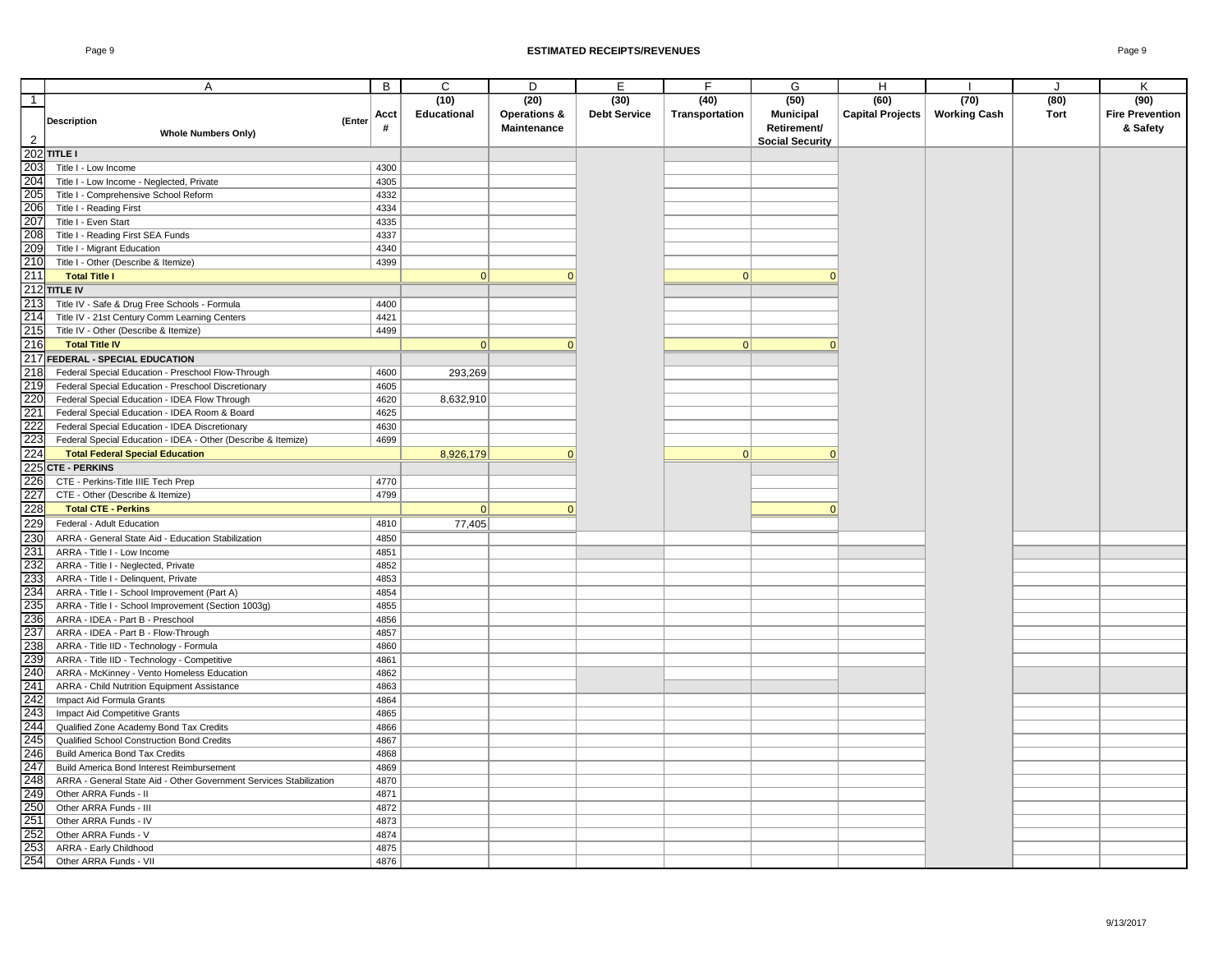# ESTIMATED RECEIPTS/REVENUES

| | A | B | C | D | E | F | G | H | I | J | K |
|---|---|---|---|---|---|---|---|---|---|---|---|
| 1 | | | (10) | (20) | (30) | (40) | (50) | (60) | (70) | (80) | (90) |
| 2 | Description (Enter Whole Numbers Only) | Acct # | Educational | Operations & Maintenance | Debt Service | Transportation | Municipal Retirement/ Social Security | Capital Projects | Working Cash | Tort | Fire Prevention & Safety |
| 202 | **TITLE I** | | | | | | | | | | |
| 203 | Title I - Low Income | 4300 | | | | | | | | | |
| 204 | Title I - Low Income - Neglected, Private | 4305 | | | | | | | | | |
| 205 | Title I - Comprehensive School Reform | 4332 | | | | | | | | | |
| 206 | Title I - Reading First | 4334 | | | | | | | | | |
| 207 | Title I - Even Start | 4335 | | | | | | | | | |
| 208 | Title I - Reading First SEA Funds | 4337 | | | | | | | | | |
| 209 | Title I - Migrant Education | 4340 | | | | | | | | | |
| 210 | Title I - Other (Describe & Itemize) | 4399 | | | | | | | | | |
| 211 | **Total Title I** | | 0 | 0 | | 0 | 0 | | | | |
| 212 | **TITLE IV** | | | | | | | | | | |
| 213 | Title IV - Safe & Drug Free Schools - Formula | 4400 | | | | | | | | | |
| 214 | Title IV - 21st Century Comm Learning Centers | 4421 | | | | | | | | | |
| 215 | Title IV - Other (Describe & Itemize) | 4499 | | | | | | | | | |
| 216 | **Total Title IV** | | 0 | 0 | | 0 | 0 | | | | |
| 217 | **FEDERAL - SPECIAL EDUCATION** | | | | | | | | | | |
| 218 | Federal Special Education - Preschool Flow-Through | 4600 | 293,269 | | | | | | | | |
| 219 | Federal Special Education - Preschool Discretionary | 4605 | | | | | | | | | |
| 220 | Federal Special Education - IDEA Flow Through | 4620 | 8,632,910 | | | | | | | | |
| 221 | Federal Special Education - IDEA Room & Board | 4625 | | | | | | | | | |
| 222 | Federal Special Education - IDEA Discretionary | 4630 | | | | | | | | | |
| 223 | Federal Special Education - IDEA - Other (Describe & Itemize) | 4699 | | | | | | | | | |
| 224 | **Total Federal Special Education** | | 8,926,179 | 0 | | 0 | 0 | | | | |
| 225 | **CTE - PERKINS** | | | | | | | | | | |
| 226 | CTE - Perkins-Title IIIE Tech Prep | 4770 | | | | | | | | | |
| 227 | CTE - Other (Describe & Itemize) | 4799 | | | | | | | | | |
| 228 | **Total CTE - Perkins** | | 0 | 0 | | | 0 | | | | |
| 229 | Federal - Adult Education | 4810 | 77,405 | | | | | | | | |
| 230 | ARRA - General State Aid - Education Stabilization | 4850 | | | | | | | | | |
| 231 | ARRA - Title I - Low Income | 4851 | | | | | | | | | |
| 232 | ARRA - Title I - Neglected, Private | 4852 | | | | | | | | | |
| 233 | ARRA - Title I - Delinquent, Private | 4853 | | | | | | | | | |
| 234 | ARRA - Title I - School Improvement (Part A) | 4854 | | | | | | | | | |
| 235 | ARRA - Title I - School Improvement (Section 1003g) | 4855 | | | | | | | | | |
| 236 | ARRA - IDEA - Part B - Preschool | 4856 | | | | | | | | | |
| 237 | ARRA - IDEA - Part B - Flow-Through | 4857 | | | | | | | | | |
| 238 | ARRA - Title IID - Technology - Formula | 4860 | | | | | | | | | |
| 239 | ARRA - Title IID - Technology - Competitive | 4861 | | | | | | | | | |
| 240 | ARRA - McKinney - Vento Homeless Education | 4862 | | | | | | | | | |
| 241 | ARRA - Child Nutrition Equipment Assistance | 4863 | | | | | | | | | |
| 242 | Impact Aid Formula Grants | 4864 | | | | | | | | | |
| 243 | Impact Aid Competitive Grants | 4865 | | | | | | | | | |
| 244 | Qualified Zone Academy Bond Tax Credits | 4866 | | | | | | | | | |
| 245 | Qualified School Construction Bond Credits | 4867 | | | | | | | | | |
| 246 | Build America Bond Tax Credits | 4868 | | | | | | | | | |
| 247 | Build America Bond Interest Reimbursement | 4869 | | | | | | | | | |
| 248 | ARRA - General State Aid - Other Government Services Stabilization | 4870 | | | | | | | | | |
| 249 | Other ARRA Funds - II | 4871 | | | | | | | | | |
| 250 | Other ARRA Funds - III | 4872 | | | | | | | | | |
| 251 | Other ARRA Funds - IV | 4873 | | | | | | | | | |
| 252 | Other ARRA Funds - V | 4874 | | | | | | | | | |
| 253 | ARRA - Early Childhood | 4875 | | | | | | | | | |
| 254 | Other ARRA Funds - VII | 4876 | | | | | | | | | |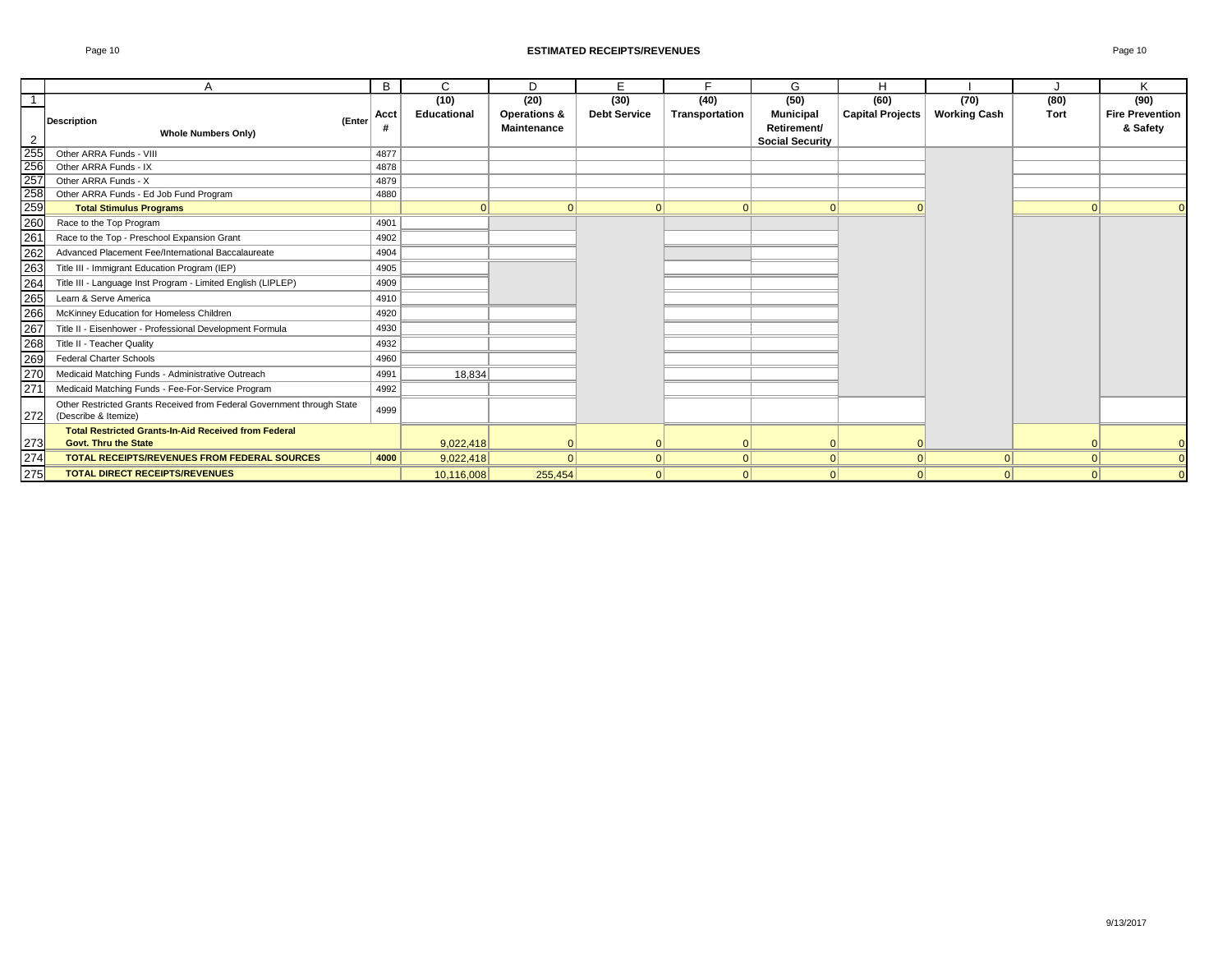## ESTIMATED RECEIPTS/REVENUES

| | A | B | C | D | E | F | G | H | I | J | K |
|---|---|---|---|---|---|---|---|---|---|---|---|
| 1 | | | (10) | (20) | (30) | (40) | (50) | (60) | (70) | (80) | (90) |
| 2 | Description (Enter Whole Numbers Only) | Acct # | Educational | Operations & Maintenance | Debt Service | Transportation | Municipal Retirement/ Social Security | Capital Projects | Working Cash | Tort | Fire Prevention & Safety |
| 255 | Other ARRA Funds - VIII | 4877 | | | | | | | | | |
| 256 | Other ARRA Funds - IX | 4878 | | | | | | | | | |
| 257 | Other ARRA Funds - X | 4879 | | | | | | | | | |
| 258 | Other ARRA Funds - Ed Job Fund Program | 4880 | | | | | | | | | |
| 259 | **Total Stimulus Programs** | | 0 | 0 | 0 | 0 | 0 | 0 | | 0 | 0 |
| 260 | Race to the Top Program | 4901 | | | | | | | | | |
| 261 | Race to the Top - Preschool Expansion Grant | 4902 | | | | | | | | | |
| 262 | Advanced Placement Fee/International Baccalaureate | 4904 | | | | | | | | | |
| 263 | Title III - Immigrant Education Program (IEP) | 4905 | | | | | | | | | |
| 264 | Title III - Language Inst Program - Limited English (LIPLEP) | 4909 | | | | | | | | | |
| 265 | Learn & Serve America | 4910 | | | | | | | | | |
| 266 | McKinney Education for Homeless Children | 4920 | | | | | | | | | |
| 267 | Title II - Eisenhower - Professional Development Formula | 4930 | | | | | | | | | |
| 268 | Title II - Teacher Quality | 4932 | | | | | | | | | |
| 269 | Federal Charter Schools | 4960 | | | | | | | | | |
| 270 | Medicaid Matching Funds - Administrative Outreach | 4991 | 18,834 | | | | | | | | |
| 271 | Medicaid Matching Funds - Fee-For-Service Program | 4992 | | | | | | | | | |
| 272 | Other Restricted Grants Received from Federal Government through State (Describe & Itemize) | 4999 | | | | | | | | | |
| 273 | **Total Restricted Grants-In-Aid Received from Federal Govt. Thru the State** | | 9,022,418 | 0 | 0 | 0 | 0 | 0 | | 0 | 0 |
| 274 | **TOTAL RECEIPTS/REVENUES FROM FEDERAL SOURCES** | **4000** | 9,022,418 | 0 | 0 | 0 | 0 | 0 | 0 | 0 | 0 |
| 275 | **TOTAL DIRECT RECEIPTS/REVENUES** | | 10,116,008 | 255,454 | 0 | 0 | 0 | 0 | 0 | 0 | 0 |

9/13/2017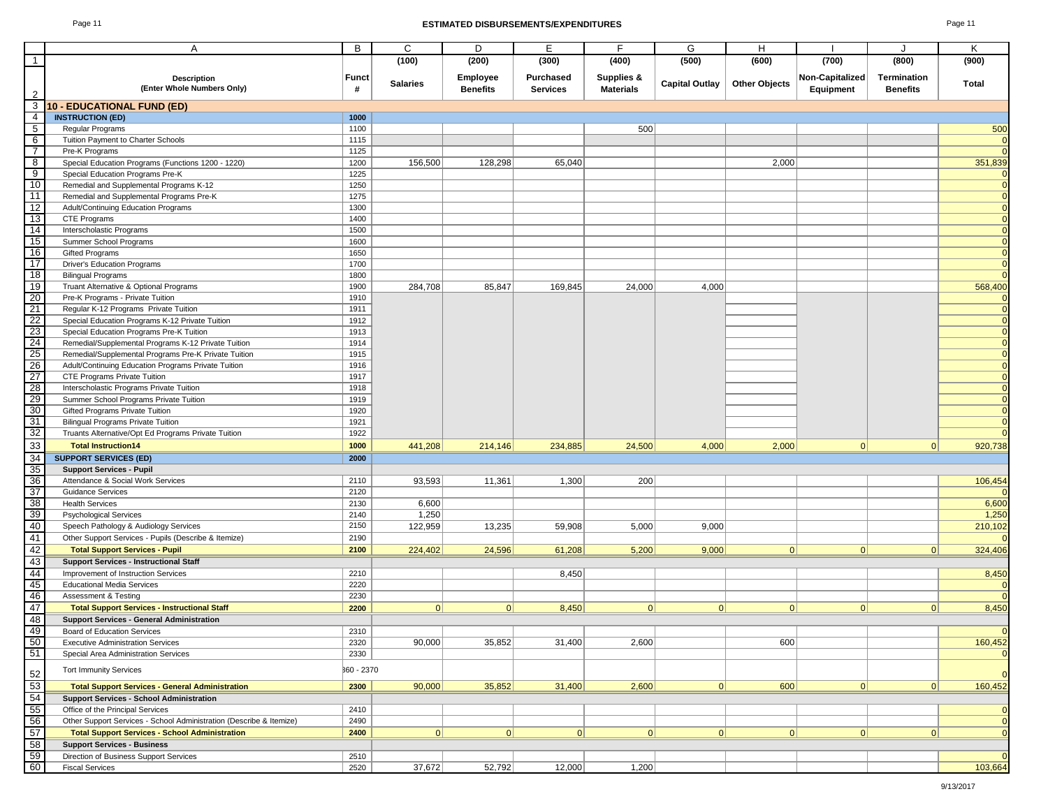# ESTIMATED DISBURSEMENTS/EXPENDITURES

| | A | B | C | D | E | F | G | H | I | J | K |
|---|---|---|---|---|---|---|---|---|---|---|---|
| 1 | | | (100) | (200) | (300) | (400) | (500) | (600) | (700) | (800) | (900) |
| 2 | **Description (Enter Whole Numbers Only)** | **Funct #** | **Salaries** | **Employee Benefits** | **Purchased Services** | **Supplies & Materials** | **Capital Outlay** | **Other Objects** | **Non-Capitalized Equipment** | **Termination Benefits** | **Total** |
| 3 | **10 - EDUCATIONAL FUND (ED)** | | | | | | | | | | |
| 4 | **INSTRUCTION (ED)** | **1000** | | | | | | | | | |
| 5 | Regular Programs | 1100 | | | | 500 | | | | | 500 |
| 6 | Tuition Payment to Charter Schools | 1115 | | | | | | | | | 0 |
| 7 | Pre-K Programs | 1125 | | | | | | | | | 0 |
| 8 | Special Education Programs (Functions 1200 - 1220) | 1200 | 156,500 | 128,298 | 65,040 | | | 2,000 | | | 351,839 |
| 9 | Special Education Programs Pre-K | 1225 | | | | | | | | | 0 |
| 10 | Remedial and Supplemental Programs K-12 | 1250 | | | | | | | | | 0 |
| 11 | Remedial and Supplemental Programs Pre-K | 1275 | | | | | | | | | 0 |
| 12 | Adult/Continuing Education Programs | 1300 | | | | | | | | | 0 |
| 13 | CTE Programs | 1400 | | | | | | | | | 0 |
| 14 | Interscholastic Programs | 1500 | | | | | | | | | 0 |
| 15 | Summer School Programs | 1600 | | | | | | | | | 0 |
| 16 | Gifted Programs | 1650 | | | | | | | | | 0 |
| 17 | Driver's Education Programs | 1700 | | | | | | | | | 0 |
| 18 | Bilingual Programs | 1800 | | | | | | | | | 0 |
| 19 | Truant Alternative & Optional Programs | 1900 | 284,708 | 85,847 | 169,845 | 24,000 | 4,000 | | | | 568,400 |
| 20 | Pre-K Programs - Private Tuition | 1910 | | | | | | | | | 0 |
| 21 | Regular K-12 Programs Private Tuition | 1911 | | | | | | | | | 0 |
| 22 | Special Education Programs K-12 Private Tuition | 1912 | | | | | | | | | 0 |
| 23 | Special Education Programs Pre-K Tuition | 1913 | | | | | | | | | 0 |
| 24 | Remedial/Supplemental Programs K-12 Private Tuition | 1914 | | | | | | | | | 0 |
| 25 | Remedial/Supplemental Programs Pre-K Private Tuition | 1915 | | | | | | | | | 0 |
| 26 | Adult/Continuing Education Programs Private Tuition | 1916 | | | | | | | | | 0 |
| 27 | CTE Programs Private Tuition | 1917 | | | | | | | | | 0 |
| 28 | Interscholastic Programs Private Tuition | 1918 | | | | | | | | | 0 |
| 29 | Summer School Programs Private Tuition | 1919 | | | | | | | | | 0 |
| 30 | Gifted Programs Private Tuition | 1920 | | | | | | | | | 0 |
| 31 | Bilingual Programs Private Tuition | 1921 | | | | | | | | | 0 |
| 32 | Truants Alternative/Opt Ed Programs Private Tuition | 1922 | | | | | | | | | 0 |
| 33 | **Total Instruction14** | **1000** | 441,208 | 214,146 | 234,885 | 24,500 | 4,000 | 2,000 | 0 | 0 | 920,738 |
| 34 | **SUPPORT SERVICES (ED)** | **2000** | | | | | | | | | |
| 35 | **Support Services - Pupil** | | | | | | | | | | |
| 36 | Attendance & Social Work Services | 2110 | 93,593 | 11,361 | 1,300 | 200 | | | | | 106,454 |
| 37 | Guidance Services | 2120 | | | | | | | | | 0 |
| 38 | Health Services | 2130 | 6,600 | | | | | | | | 6,600 |
| 39 | Psychological Services | 2140 | 1,250 | | | | | | | | 1,250 |
| 40 | Speech Pathology & Audiology Services | 2150 | 122,959 | 13,235 | 59,908 | 5,000 | 9,000 | | | | 210,102 |
| 41 | Other Support Services - Pupils (Describe & Itemize) | 2190 | | | | | | | | | 0 |
| 42 | **Total Support Services - Pupil** | **2100** | 224,402 | 24,596 | 61,208 | 5,200 | 9,000 | 0 | 0 | 0 | 324,406 |
| 43 | **Support Services - Instructional Staff** | | | | | | | | | | |
| 44 | Improvement of Instruction Services | 2210 | | | 8,450 | | | | | | 8,450 |
| 45 | Educational Media Services | 2220 | | | | | | | | | 0 |
| 46 | Assessment & Testing | 2230 | | | | | | | | | 0 |
| 47 | **Total Support Services - Instructional Staff** | **2200** | 0 | 0 | 8,450 | 0 | 0 | 0 | 0 | 0 | 8,450 |
| 48 | **Support Services - General Administration** | | | | | | | | | | |
| 49 | Board of Education Services | 2310 | | | | | | | | | 0 |
| 50 | Executive Administration Services | 2320 | 90,000 | 35,852 | 31,400 | 2,600 | | 600 | | | 160,452 |
| 51 | Special Area Administration Services | 2330 | | | | | | | | | 0 |
| 52 | Tort Immunity Services | 360 - 2370 | | | | | | | | | 0 |
| 53 | **Total Support Services - General Administration** | **2300** | 90,000 | 35,852 | 31,400 | 2,600 | 0 | 600 | 0 | 0 | 160,452 |
| 54 | **Support Services - School Administration** | | | | | | | | | | |
| 55 | Office of the Principal Services | 2410 | | | | | | | | | 0 |
| 56 | Other Support Services - School Administration (Describe & Itemize) | 2490 | | | | | | | | | 0 |
| 57 | **Total Support Services - School Administration** | **2400** | 0 | 0 | 0 | 0 | 0 | 0 | 0 | 0 | 0 |
| 58 | **Support Services - Business** | | | | | | | | | | |
| 59 | Direction of Business Support Services | 2510 | | | | | | | | | 0 |
| 60 | Fiscal Services | 2520 | 37,672 | 52,792 | 12,000 | 1,200 | | | | | 103,664 |

9/13/2017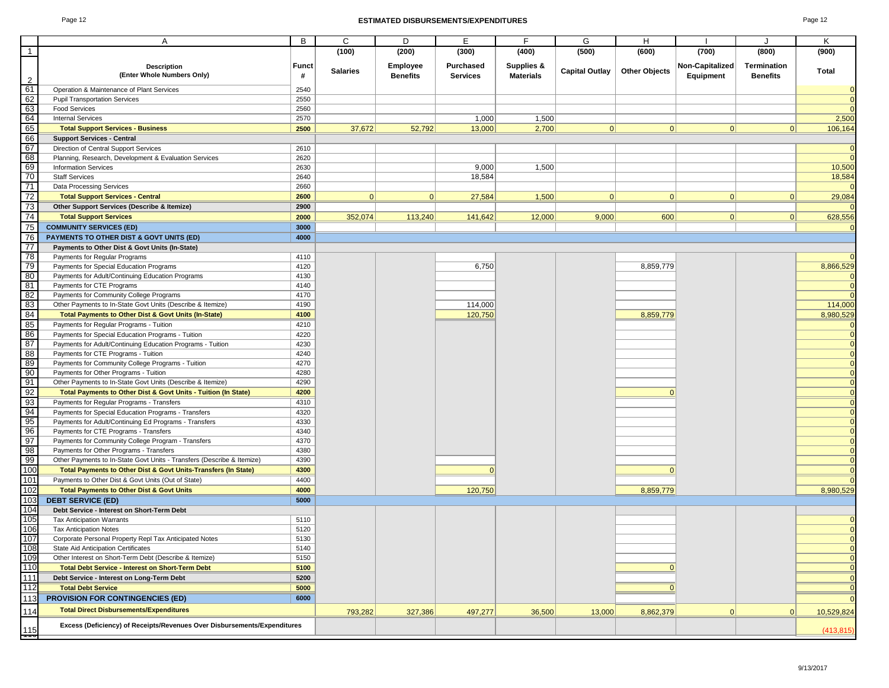# ESTIMATED DISBURSEMENTS/EXPENDITURES

| | A | B | C | D | E | F | G | H | I | J | K |
|---|---|---|---|---|---|---|---|---|---|---|---|
| 1 | | | (100) | (200) | (300) | (400) | (500) | (600) | (700) | (800) | (900) |
| 2 | **Description (Enter Whole Numbers Only)** | **Funct #** | **Salaries** | **Employee Benefits** | **Purchased Services** | **Supplies & Materials** | **Capital Outlay** | **Other Objects** | **Non-Capitalized Equipment** | **Termination Benefits** | **Total** |
| 61 | Operation & Maintenance of Plant Services | 2540 | | | | | | | | | 0 |
| 62 | Pupil Transportation Services | 2550 | | | | | | | | | 0 |
| 63 | Food Services | 2560 | | | | | | | | | 0 |
| 64 | Internal Services | 2570 | | | 1,000 | 1,500 | | | | | 2,500 |
| 65 | **Total Support Services - Business** | **2500** | 37,672 | 52,792 | 13,000 | 2,700 | 0 | 0 | 0 | 0 | 106,164 |
| 66 | **Support Services - Central** | | | | | | | | | | |
| 67 | Direction of Central Support Services | 2610 | | | | | | | | | 0 |
| 68 | Planning, Research, Development & Evaluation Services | 2620 | | | | | | | | | 0 |
| 69 | Information Services | 2630 | | | 9,000 | 1,500 | | | | | 10,500 |
| 70 | Staff Services | 2640 | | | 18,584 | | | | | | 18,584 |
| 71 | Data Processing Services | 2660 | | | | | | | | | 0 |
| 72 | **Total Support Services - Central** | **2600** | 0 | 0 | 27,584 | 1,500 | 0 | 0 | 0 | 0 | 29,084 |
| 73 | **Other Support Services (Describe & Itemize)** | **2900** | | | | | | | | | 0 |
| 74 | **Total Support Services** | **2000** | 352,074 | 113,240 | 141,642 | 12,000 | 9,000 | 600 | 0 | 0 | 628,556 |
| 75 | **COMMUNITY SERVICES (ED)** | **3000** | | | | | | | | | 0 |
| 76 | **PAYMENTS TO OTHER DIST & GOVT UNITS (ED)** | **4000** | | | | | | | | | |
| 77 | **Payments to Other Dist & Govt Units (In-State)** | | | | | | | | | | |
| 78 | Payments for Regular Programs | 4110 | | | | | | | | | 0 |
| 79 | Payments for Special Education Programs | 4120 | | | 6,750 | | | 8,859,779 | | | 8,866,529 |
| 80 | Payments for Adult/Continuing Education Programs | 4130 | | | | | | | | | 0 |
| 81 | Payments for CTE Programs | 4140 | | | | | | | | | 0 |
| 82 | Payments for Community College Programs | 4170 | | | | | | | | | 0 |
| 83 | Other Payments to In-State Govt Units (Describe & Itemize) | 4190 | | | 114,000 | | | | | | 114,000 |
| 84 | **Total Payments to Other Dist & Govt Units (In-State)** | **4100** | | | 120,750 | | | 8,859,779 | | | 8,980,529 |
| 85 | Payments for Regular Programs - Tuition | 4210 | | | | | | | | | 0 |
| 86 | Payments for Special Education Programs - Tuition | 4220 | | | | | | | | | 0 |
| 87 | Payments for Adult/Continuing Education Programs - Tuition | 4230 | | | | | | | | | 0 |
| 88 | Payments for CTE Programs - Tuition | 4240 | | | | | | | | | 0 |
| 89 | Payments for Community College Programs - Tuition | 4270 | | | | | | | | | 0 |
| 90 | Payments for Other Programs - Tuition | 4280 | | | | | | | | | 0 |
| 91 | Other Payments to In-State Govt Units (Describe & Itemize) | 4290 | | | | | | | | | 0 |
| 92 | **Total Payments to Other Dist & Govt Units - Tuition (In State)** | **4200** | | | | | | 0 | | | 0 |
| 93 | Payments for Regular Programs - Transfers | 4310 | | | | | | | | | 0 |
| 94 | Payments for Special Education Programs - Transfers | 4320 | | | | | | | | | 0 |
| 95 | Payments for Adult/Continuing Ed Programs - Transfers | 4330 | | | | | | | | | 0 |
| 96 | Payments for CTE Programs - Transfers | 4340 | | | | | | | | | 0 |
| 97 | Payments for Community College Program - Transfers | 4370 | | | | | | | | | 0 |
| 98 | Payments for Other Programs - Transfers | 4380 | | | | | | | | | 0 |
| 99 | Other Payments to In-State Govt Units - Transfers (Describe & Itemize) | 4390 | | | | | | | | | 0 |
| 100 | **Total Payments to Other Dist & Govt Units-Transfers (In State)** | **4300** | | | 0 | | | 0 | | | 0 |
| 101 | Payments to Other Dist & Govt Units (Out of State) | 4400 | | | | | | | | | 0 |
| 102 | **Total Payments to Other Dist & Govt Units** | **4000** | | | 120,750 | | | 8,859,779 | | | 8,980,529 |
| 103 | **DEBT SERVICE (ED)** | **5000** | | | | | | | | | |
| 104 | **Debt Service - Interest on Short-Term Debt** | | | | | | | | | | |
| 105 | Tax Anticipation Warrants | 5110 | | | | | | | | | 0 |
| 106 | Tax Anticipation Notes | 5120 | | | | | | | | | 0 |
| 107 | Corporate Personal Property Repl Tax Anticipated Notes | 5130 | | | | | | | | | 0 |
| 108 | State Aid Anticipation Certificates | 5140 | | | | | | | | | 0 |
| 109 | Other Interest on Short-Term Debt (Describe & Itemize) | 5150 | | | | | | | | | 0 |
| 110 | **Total Debt Service - Interest on Short-Term Debt** | **5100** | | | | | | 0 | | | 0 |
| 111 | **Debt Service - Interest on Long-Term Debt** | **5200** | | | | | | | | | 0 |
| 112 | **Total Debt Service** | **5000** | | | | | | 0 | | | 0 |
| 113 | **PROVISION FOR CONTINGENCIES (ED)** | **6000** | | | | | | | | | 0 |
| 114 | **Total Direct Disbursements/Expenditures** | | 793,282 | 327,386 | 497,277 | 36,500 | 13,000 | 8,862,379 | 0 | 0 | 10,529,824 |
| 115 | **Excess (Deficiency) of Receipts/Revenues Over Disbursements/Expenditures** | | | | | | | | | | (413,815) |

9/13/2017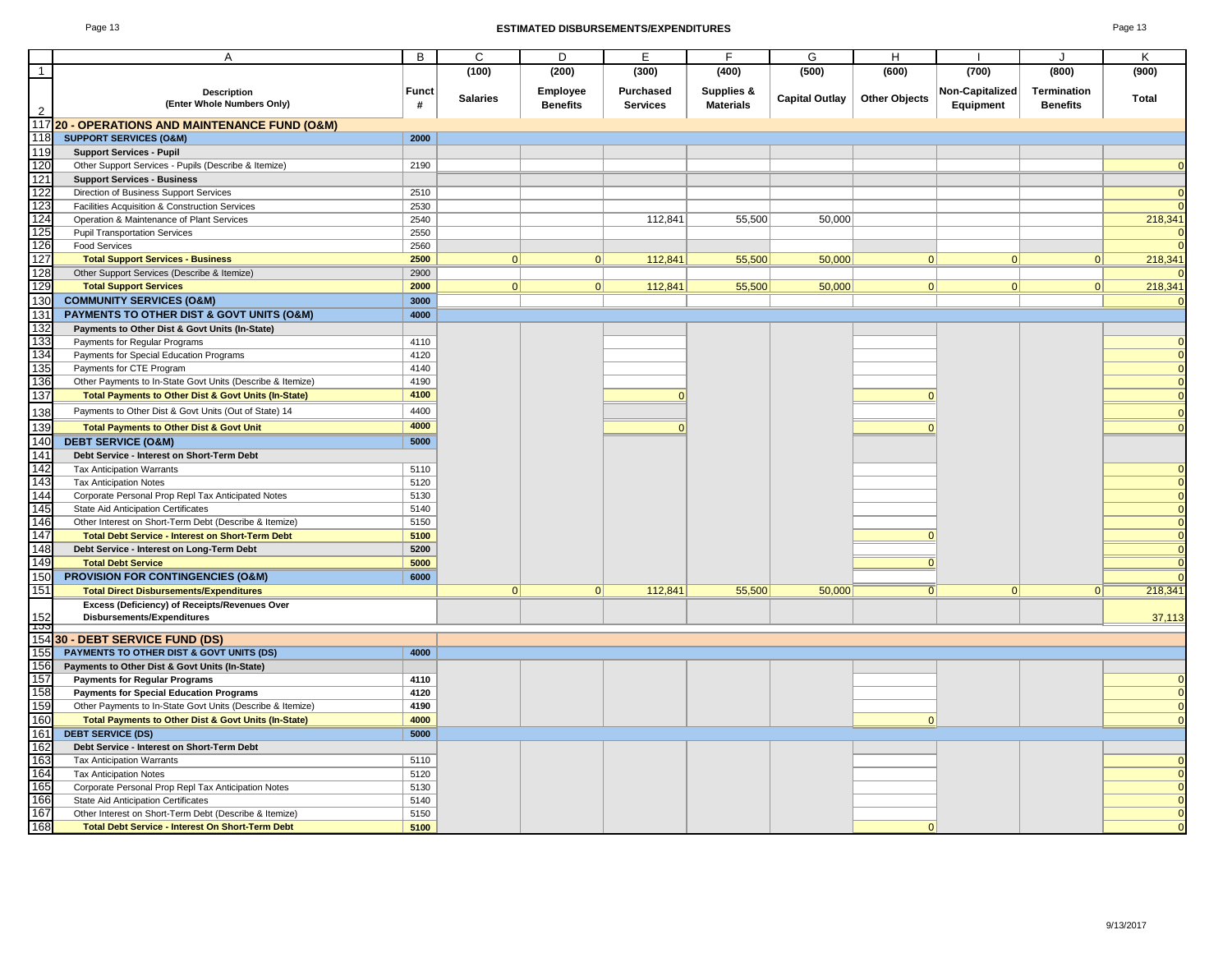## ESTIMATED DISBURSEMENTS/EXPENDITURES

| | A | B | C | D | E | F | G | H | I | J | K |
|---|---|---|---|---|---|---|---|---|---|---|---|
| 1 | | | (100) | (200) | (300) | (400) | (500) | (600) | (700) | (800) | (900) |
| 2 | **Description (Enter Whole Numbers Only)** | **Funct #** | **Salaries** | **Employee Benefits** | **Purchased Services** | **Supplies & Materials** | **Capital Outlay** | **Other Objects** | **Non-Capitalized Equipment** | **Termination Benefits** | **Total** |
| 117 | **20 - OPERATIONS AND MAINTENANCE FUND (O&M)** | | | | | | | | | | |
| 118 | **SUPPORT SERVICES (O&M)** | **2000** | | | | | | | | | |
| 119 | **Support Services - Pupil** | | | | | | | | | | |
| 120 | Other Support Services - Pupils (Describe & Itemize) | 2190 | | | | | | | | | 0 |
| 121 | **Support Services - Business** | | | | | | | | | | |
| 122 | Direction of Business Support Services | 2510 | | | | | | | | | 0 |
| 123 | Facilities Acquisition & Construction Services | 2530 | | | | | | | | | 0 |
| 124 | Operation & Maintenance of Plant Services | 2540 | | | 112,841 | 55,500 | 50,000 | | | | 218,341 |
| 125 | Pupil Transportation Services | 2550 | | | | | | | | | 0 |
| 126 | Food Services | 2560 | | | | | | | | | 0 |
| 127 | **Total Support Services - Business** | **2500** | 0 | 0 | 112,841 | 55,500 | 50,000 | 0 | 0 | 0 | 218,341 |
| 128 | Other Support Services (Describe & Itemize) | 2900 | | | | | | | | | 0 |
| 129 | **Total Support Services** | **2000** | 0 | 0 | 112,841 | 55,500 | 50,000 | 0 | 0 | 0 | 218,341 |
| 130 | **COMMUNITY SERVICES (O&M)** | **3000** | | | | | | | | | 0 |
| 131 | **PAYMENTS TO OTHER DIST & GOVT UNITS (O&M)** | **4000** | | | | | | | | | |
| 132 | **Payments to Other Dist & Govt Units (In-State)** | | | | | | | | | | |
| 133 | Payments for Regular Programs | 4110 | | | | | | | | | 0 |
| 134 | Payments for Special Education Programs | 4120 | | | | | | | | | 0 |
| 135 | Payments for CTE Program | 4140 | | | | | | | | | 0 |
| 136 | Other Payments to In-State Govt Units (Describe & Itemize) | 4190 | | | | | | | | | 0 |
| 137 | **Total Payments to Other Dist & Govt Units (In-State)** | **4100** | | | 0 | | | 0 | | | 0 |
| 138 | Payments to Other Dist & Govt Units (Out of State) 14 | 4400 | | | | | | | | | 0 |
| 139 | **Total Payments to Other Dist & Govt Unit** | **4000** | | | 0 | | | 0 | | | 0 |
| 140 | **DEBT SERVICE (O&M)** | **5000** | | | | | | | | | |
| 141 | **Debt Service - Interest on Short-Term Debt** | | | | | | | | | | |
| 142 | Tax Anticipation Warrants | 5110 | | | | | | | | | 0 |
| 143 | Tax Anticipation Notes | 5120 | | | | | | | | | 0 |
| 144 | Corporate Personal Prop Repl Tax Anticipated Notes | 5130 | | | | | | | | | 0 |
| 145 | State Aid Anticipation Certificates | 5140 | | | | | | | | | 0 |
| 146 | Other Interest on Short-Term Debt (Describe & Itemize) | 5150 | | | | | | | | | 0 |
| 147 | **Total Debt Service - Interest on Short-Term Debt** | **5100** | | | | | | 0 | | | 0 |
| 148 | **Debt Service - Interest on Long-Term Debt** | **5200** | | | | | | | | | 0 |
| 149 | **Total Debt Service** | **5000** | | | | | | 0 | | | 0 |
| 150 | **PROVISION FOR CONTINGENCIES (O&M)** | **6000** | | | | | | | | | 0 |
| 151 | **Total Direct Disbursements/Expenditures** | | 0 | 0 | 112,841 | 55,500 | 50,000 | 0 | 0 | 0 | 218,341 |
| 152 | **Excess (Deficiency) of Receipts/Revenues Over Disbursements/Expenditures** | | | | | | | | | | 37,113 |
| 154 | **30 - DEBT SERVICE FUND (DS)** | | | | | | | | | | |
| 155 | **PAYMENTS TO OTHER DIST & GOVT UNITS (DS)** | **4000** | | | | | | | | | |
| 156 | **Payments to Other Dist & Govt Units (In-State)** | | | | | | | | | | |
| 157 | **Payments for Regular Programs** | **4110** | | | | | | | | | 0 |
| 158 | **Payments for Special Education Programs** | **4120** | | | | | | | | | 0 |
| 159 | Other Payments to In-State Govt Units (Describe & Itemize) | **4190** | | | | | | | | | 0 |
| 160 | **Total Payments to Other Dist & Govt Units (In-State)** | **4000** | | | | | | 0 | | | 0 |
| 161 | **DEBT SERVICE (DS)** | **5000** | | | | | | | | | |
| 162 | **Debt Service - Interest on Short-Term Debt** | | | | | | | | | | |
| 163 | Tax Anticipation Warrants | 5110 | | | | | | | | | 0 |
| 164 | Tax Anticipation Notes | 5120 | | | | | | | | | 0 |
| 165 | Corporate Personal Prop Repl Tax Anticipation Notes | 5130 | | | | | | | | | 0 |
| 166 | State Aid Anticipation Certificates | 5140 | | | | | | | | | 0 |
| 167 | Other Interest on Short-Term Debt (Describe & Itemize) | 5150 | | | | | | | | | 0 |
| 168 | **Total Debt Service - Interest On Short-Term Debt** | **5100** | | | | | | 0 | | | 0 |

9/13/2017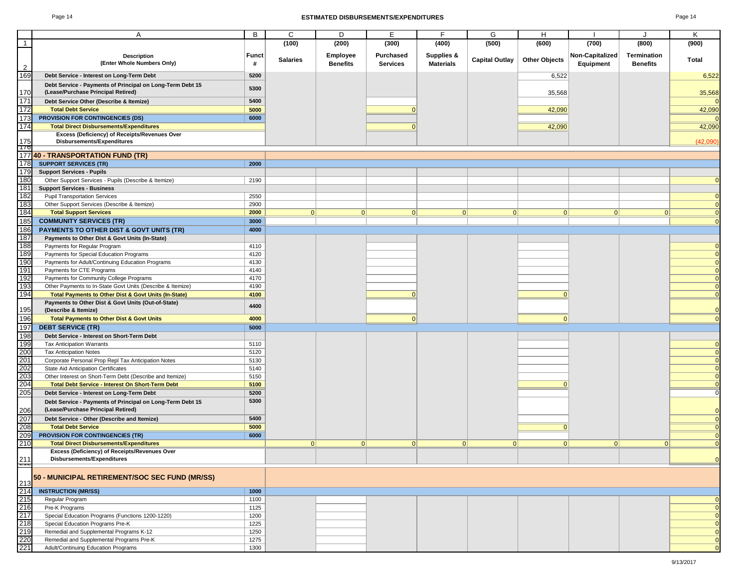## ESTIMATED DISBURSEMENTS/EXPENDITURES

| | A | B | C | D | E | F | G | H | I | J | K |
|---|---|---|---|---|---|---|---|---|---|---|---|
| 1 | | | (100) | (200) | (300) | (400) | (500) | (600) | (700) | (800) | (900) |
| 2 | **Description (Enter Whole Numbers Only)** | **Funct #** | **Salaries** | **Employee Benefits** | **Purchased Services** | **Supplies & Materials** | **Capital Outlay** | **Other Objects** | **Non-Capitalized Equipment** | **Termination Benefits** | **Total** |
| 169 | **Debt Service - Interest on Long-Term Debt** | **5200** | | | | | | 6,522 | | | 6,522 |
| 170 | **Debt Service - Payments of Principal on Long-Term Debt 15 (Lease/Purchase Principal Retired)** | **5300** | | | | | | 35,568 | | | 35,568 |
| 171 | **Debt Service Other (Describe & Itemize)** | **5400** | | | | | | | | | 0 |
| 172 | **Total Debt Service** | **5000** | | | 0 | | | 42,090 | | | 42,090 |
| 173 | **PROVISION FOR CONTINGENCIES (DS)** | **6000** | | | | | | | | | 0 |
| 174 | **Total Direct Disbursements/Expenditures** | | | | 0 | | | 42,090 | | | 42,090 |
| 175 | **Excess (Deficiency) of Receipts/Revenues Over Disbursements/Expenditures** | | | | | | | | | | (42,090) |
| 177 | **40 - TRANSPORTATION FUND (TR)** | | | | | | | | | | |
| 178 | **SUPPORT SERVICES (TR)** | **2000** | | | | | | | | | |
| 179 | **Support Services - Pupils** | | | | | | | | | | |
| 180 | Other Support Services - Pupils (Describe & Itemize) | 2190 | | | | | | | | | 0 |
| 181 | **Support Services - Business** | | | | | | | | | | |
| 182 | Pupil Transportation Services | 2550 | | | | | | | | | 0 |
| 183 | Other Support Services (Describe & Itemize) | 2900 | | | | | | | | | 0 |
| 184 | **Total Support Services** | **2000** | 0 | 0 | 0 | 0 | 0 | 0 | 0 | 0 | 0 |
| 185 | **COMMUNITY SERVICES (TR)** | **3000** | | | | | | | | | 0 |
| 186 | **PAYMENTS TO OTHER DIST & GOVT UNITS (TR)** | **4000** | | | | | | | | | |
| 187 | **Payments to Other Dist & Govt Units (In-State)** | | | | | | | | | | |
| 188 | Payments for Regular Program | 4110 | | | | | | | | | 0 |
| 189 | Payments for Special Education Programs | 4120 | | | | | | | | | 0 |
| 190 | Payments for Adult/Continuing Education Programs | 4130 | | | | | | | | | 0 |
| 191 | Payments for CTE Programs | 4140 | | | | | | | | | 0 |
| 192 | Payments for Community College Programs | 4170 | | | | | | | | | 0 |
| 193 | Other Payments to In-State Govt Units (Describe & Itemize) | 4190 | | | | | | | | | 0 |
| 194 | **Total Payments to Other Dist & Govt Units (In-State)** | **4100** | | | 0 | | | 0 | | | 0 |
| 195 | **Payments to Other Dist & Govt Units (Out-of-State) (Describe & Itemize)** | **4400** | | | | | | | | | 0 |
| 196 | **Total Payments to Other Dist & Govt Units** | **4000** | | | 0 | | | 0 | | | 0 |
| 197 | **DEBT SERVICE (TR)** | **5000** | | | | | | | | | |
| 198 | **Debt Service - Interest on Short-Term Debt** | | | | | | | | | | |
| 199 | Tax Anticipation Warrants | 5110 | | | | | | | | | 0 |
| 200 | Tax Anticipation Notes | 5120 | | | | | | | | | 0 |
| 201 | Corporate Personal Prop Repl Tax Anticipation Notes | 5130 | | | | | | | | | 0 |
| 202 | State Aid Anticipation Certificates | 5140 | | | | | | | | | 0 |
| 203 | Other Interest on Short-Term Debt (Describe and Itemize) | 5150 | | | | | | | | | 0 |
| 204 | **Total Debt Service - Interest On Short-Term Debt** | **5100** | | | | | | 0 | | | 0 |
| 205 | **Debt Service - Interest on Long-Term Debt** | **5200** | | | | | | | | | 0 |
| 206 | **Debt Service - Payments of Principal on Long-Term Debt 15 (Lease/Purchase Principal Retired)** | **5300** | | | | | | | | | 0 |
| 207 | **Debt Service - Other (Describe and Itemize)** | **5400** | | | | | | | | | 0 |
| 208 | **Total Debt Service** | **5000** | | | | | | 0 | | | 0 |
| 209 | **PROVISION FOR CONTINGENCIES (TR)** | **6000** | | | | | | | | | 0 |
| 210 | **Total Direct Disbursements/Expenditures** | | 0 | 0 | 0 | 0 | 0 | 0 | 0 | 0 | 0 |
| 211 | **Excess (Deficiency) of Receipts/Revenues Over Disbursements/Expenditures** | | | | | | | | | | 0 |
| 213 | **50 - MUNICIPAL RETIREMENT/SOC SEC FUND (MR/SS)** | | | | | | | | | | |
| 214 | **INSTRUCTION (MR/SS)** | **1000** | | | | | | | | | |
| 215 | Regular Program | 1100 | | | | | | | | | 0 |
| 216 | Pre-K Programs | 1125 | | | | | | | | | 0 |
| 217 | Special Education Programs (Functions 1200-1220) | 1200 | | | | | | | | | 0 |
| 218 | Special Education Programs Pre-K | 1225 | | | | | | | | | 0 |
| 219 | Remedial and Supplemental Programs K-12 | 1250 | | | | | | | | | 0 |
| 220 | Remedial and Supplemental Programs Pre-K | 1275 | | | | | | | | | 0 |
| 221 | Adult/Continuing Education Programs | 1300 | | | | | | | | | 0 |

9/13/2017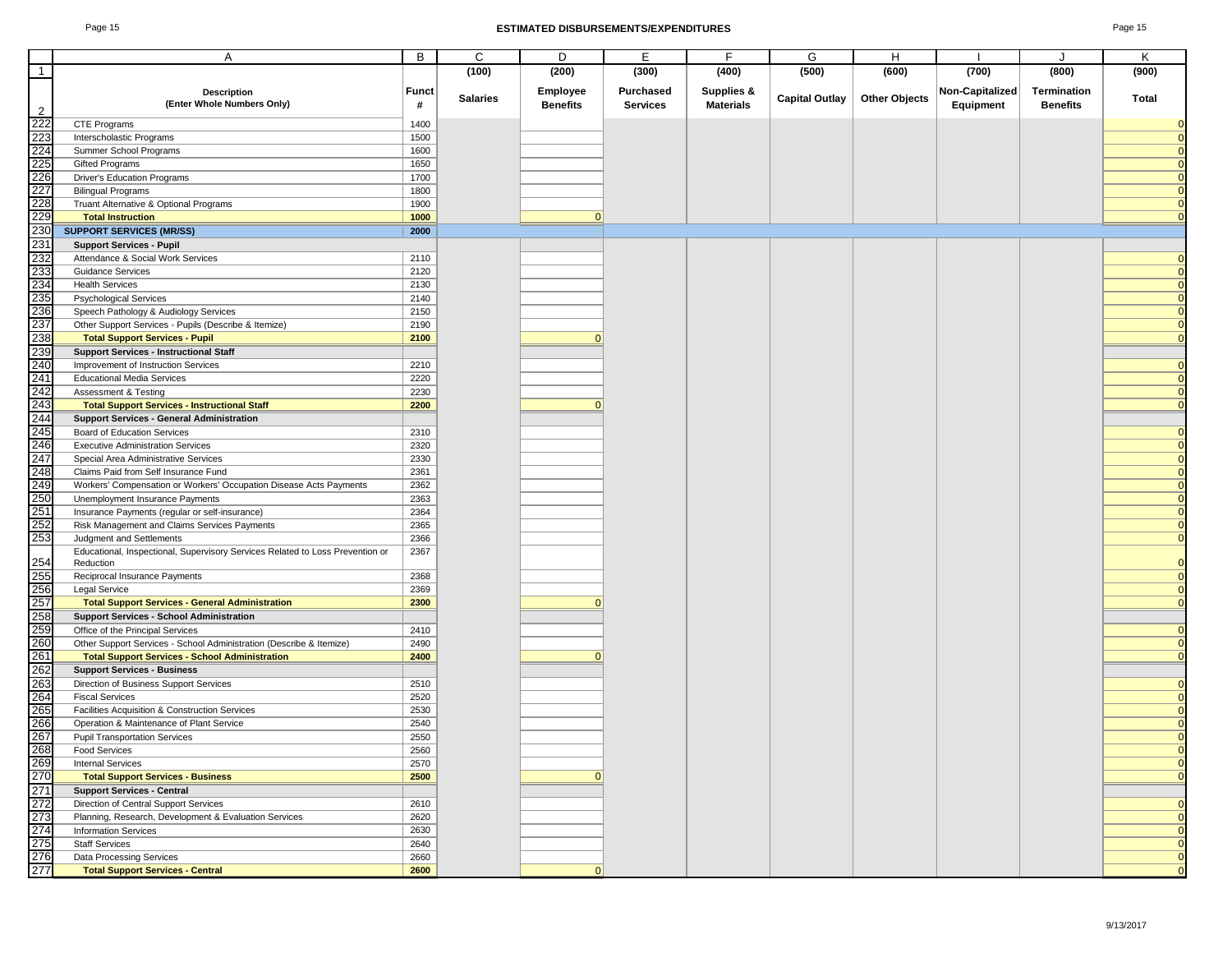# ESTIMATED DISBURSEMENTS/EXPENDITURES

| | A | B | C | D | E | F | G | H | I | J | K |
|---|---|---|---|---|---|---|---|---|---|---|---|
| 1 | | | (100) | (200) | (300) | (400) | (500) | (600) | (700) | (800) | (900) |
| 2 | **Description (Enter Whole Numbers Only)** | **Funct #** | **Salaries** | **Employee Benefits** | **Purchased Services** | **Supplies & Materials** | **Capital Outlay** | **Other Objects** | **Non-Capitalized Equipment** | **Termination Benefits** | **Total** |
| 222 | CTE Programs | 1400 | | | | | | | | | 0 |
| 223 | Interscholastic Programs | 1500 | | | | | | | | | 0 |
| 224 | Summer School Programs | 1600 | | | | | | | | | 0 |
| 225 | Gifted Programs | 1650 | | | | | | | | | 0 |
| 226 | Driver's Education Programs | 1700 | | | | | | | | | 0 |
| 227 | Bilingual Programs | 1800 | | | | | | | | | 0 |
| 228 | Truant Alternative & Optional Programs | 1900 | | | | | | | | | 0 |
| 229 | **Total Instruction** | **1000** | | 0 | | | | | | | 0 |
| 230 | **SUPPORT SERVICES (MR/SS)** | **2000** | | | | | | | | | |
| 231 | **Support Services - Pupil** | | | | | | | | | | |
| 232 | Attendance & Social Work Services | 2110 | | | | | | | | | 0 |
| 233 | Guidance Services | 2120 | | | | | | | | | 0 |
| 234 | Health Services | 2130 | | | | | | | | | 0 |
| 235 | Psychological Services | 2140 | | | | | | | | | 0 |
| 236 | Speech Pathology & Audiology Services | 2150 | | | | | | | | | 0 |
| 237 | Other Support Services - Pupils (Describe & Itemize) | 2190 | | | | | | | | | 0 |
| 238 | **Total Support Services - Pupil** | **2100** | | 0 | | | | | | | 0 |
| 239 | **Support Services - Instructional Staff** | | | | | | | | | | |
| 240 | Improvement of Instruction Services | 2210 | | | | | | | | | 0 |
| 241 | Educational Media Services | 2220 | | | | | | | | | 0 |
| 242 | Assessment & Testing | 2230 | | | | | | | | | 0 |
| 243 | **Total Support Services - Instructional Staff** | **2200** | | 0 | | | | | | | 0 |
| 244 | **Support Services - General Administration** | | | | | | | | | | |
| 245 | Board of Education Services | 2310 | | | | | | | | | 0 |
| 246 | Executive Administration Services | 2320 | | | | | | | | | 0 |
| 247 | Special Area Administrative Services | 2330 | | | | | | | | | 0 |
| 248 | Claims Paid from Self Insurance Fund | 2361 | | | | | | | | | 0 |
| 249 | Workers' Compensation or Workers' Occupation Disease Acts Payments | 2362 | | | | | | | | | 0 |
| 250 | Unemployment Insurance Payments | 2363 | | | | | | | | | 0 |
| 251 | Insurance Payments (regular or self-insurance) | 2364 | | | | | | | | | 0 |
| 252 | Risk Management and Claims Services Payments | 2365 | | | | | | | | | 0 |
| 253 | Judgment and Settlements | 2366 | | | | | | | | | 0 |
| 254 | Educational, Inspectional, Supervisory Services Related to Loss Prevention or Reduction | 2367 | | | | | | | | | 0 |
| 255 | Reciprocal Insurance Payments | 2368 | | | | | | | | | 0 |
| 256 | Legal Service | 2369 | | | | | | | | | 0 |
| 257 | **Total Support Services - General Administration** | **2300** | | 0 | | | | | | | 0 |
| 258 | **Support Services - School Administration** | | | | | | | | | | |
| 259 | Office of the Principal Services | 2410 | | | | | | | | | 0 |
| 260 | Other Support Services - School Administration (Describe & Itemize) | 2490 | | | | | | | | | 0 |
| 261 | **Total Support Services - School Administration** | **2400** | | 0 | | | | | | | 0 |
| 262 | **Support Services - Business** | | | | | | | | | | |
| 263 | Direction of Business Support Services | 2510 | | | | | | | | | 0 |
| 264 | Fiscal Services | 2520 | | | | | | | | | 0 |
| 265 | Facilities Acquisition & Construction Services | 2530 | | | | | | | | | 0 |
| 266 | Operation & Maintenance of Plant Service | 2540 | | | | | | | | | 0 |
| 267 | Pupil Transportation Services | 2550 | | | | | | | | | 0 |
| 268 | Food Services | 2560 | | | | | | | | | 0 |
| 269 | Internal Services | 2570 | | | | | | | | | 0 |
| 270 | **Total Support Services - Business** | **2500** | | 0 | | | | | | | 0 |
| 271 | **Support Services - Central** | | | | | | | | | | |
| 272 | Direction of Central Support Services | 2610 | | | | | | | | | 0 |
| 273 | Planning, Research, Development & Evaluation Services | 2620 | | | | | | | | | 0 |
| 274 | Information Services | 2630 | | | | | | | | | 0 |
| 275 | Staff Services | 2640 | | | | | | | | | 0 |
| 276 | Data Processing Services | 2660 | | | | | | | | | 0 |
| 277 | **Total Support Services - Central** | **2600** | | 0 | | | | | | | 0 |

9/13/2017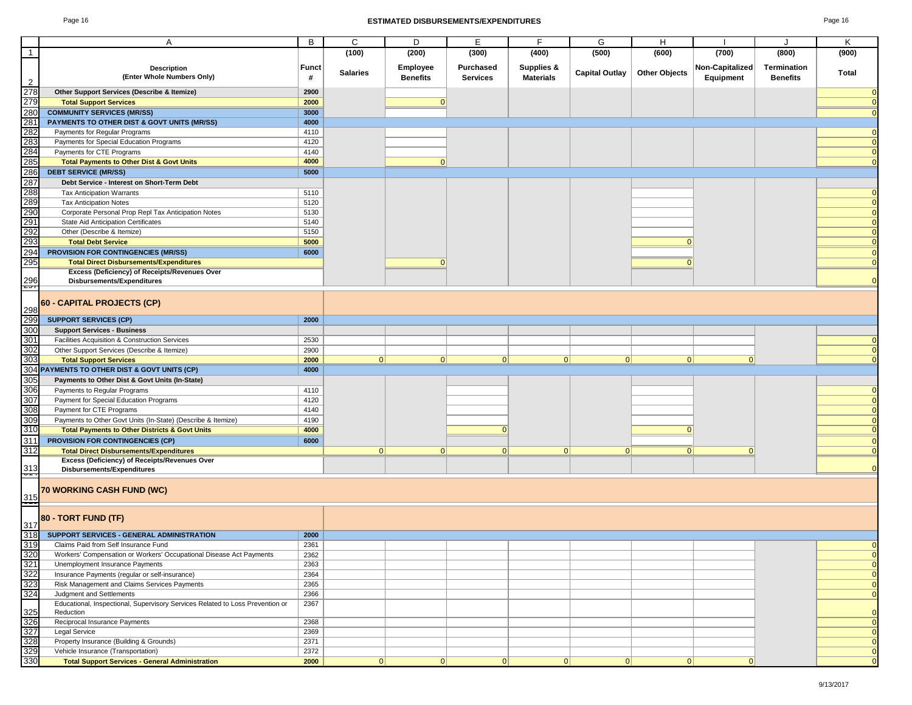# ESTIMATED DISBURSEMENTS/EXPENDITURES

| | A | B | C | D | E | F | G | H | I | J | K |
|---|---|---|---|---|---|---|---|---|---|---|---|
| 1 | | | (100) | (200) | (300) | (400) | (500) | (600) | (700) | (800) | (900) |
| 2 | **Description (Enter Whole Numbers Only)** | **Funct #** | **Salaries** | **Employee Benefits** | **Purchased Services** | **Supplies & Materials** | **Capital Outlay** | **Other Objects** | **Non-Capitalized Equipment** | **Termination Benefits** | **Total** |
| 278 | **Other Support Services (Describe & Itemize)** | **2900** | | | | | | | | | 0 |
| 279 | **Total Support Services** | **2000** | | 0 | | | | | | | 0 |
| 280 | **COMMUNITY SERVICES (MR/SS)** | **3000** | | | | | | | | | 0 |
| 281 | **PAYMENTS TO OTHER DIST & GOVT UNITS (MR/SS)** | **4000** | | | | | | | | | |
| 282 | Payments for Regular Programs | 4110 | | | | | | | | | 0 |
| 283 | Payments for Special Education Programs | 4120 | | | | | | | | | 0 |
| 284 | Payments for CTE Programs | 4140 | | | | | | | | | 0 |
| 285 | **Total Payments to Other Dist & Govt Units** | **4000** | | 0 | | | | | | | 0 |
| 286 | **DEBT SERVICE (MR/SS)** | **5000** | | | | | | | | | |
| 287 | **Debt Service - Interest on Short-Term Debt** | | | | | | | | | | |
| 288 | Tax Anticipation Warrants | 5110 | | | | | | | | | 0 |
| 289 | Tax Anticipation Notes | 5120 | | | | | | | | | 0 |
| 290 | Corporate Personal Prop Repl Tax Anticipation Notes | 5130 | | | | | | | | | 0 |
| 291 | State Aid Anticipation Certificates | 5140 | | | | | | | | | 0 |
| 292 | Other (Describe & Itemize) | 5150 | | | | | | | | | 0 |
| 293 | **Total Debt Service** | **5000** | | | | | | 0 | | | 0 |
| 294 | **PROVISION FOR CONTINGENCIES (MR/SS)** | **6000** | | | | | | | | | 0 |
| 295 | **Total Direct Disbursements/Expenditures** | | | 0 | | | | 0 | | | 0 |
| 296 | **Excess (Deficiency) of Receipts/Revenues Over Disbursements/Expenditures** | | | | | | | | | | 0 |
| 298 | **60 - CAPITAL PROJECTS (CP)** | | | | | | | | | | |
| 299 | **SUPPORT SERVICES (CP)** | **2000** | | | | | | | | | |
| 300 | **Support Services - Business** | | | | | | | | | | |
| 301 | Facilities Acquisition & Construction Services | 2530 | | | | | | | | | 0 |
| 302 | Other Support Services (Describe & Itemize) | 2900 | | | | | | | | | 0 |
| 303 | **Total Support Services** | **2000** | 0 | 0 | 0 | 0 | 0 | 0 | 0 | | 0 |
| 304 | **PAYMENTS TO OTHER DIST & GOVT UNITS (CP)** | **4000** | | | | | | | | | |
| 305 | **Payments to Other Dist & Govt Units (In-State)** | | | | | | | | | | |
| 306 | Payments to Regular Programs | 4110 | | | | | | | | | 0 |
| 307 | Payment for Special Education Programs | 4120 | | | | | | | | | 0 |
| 308 | Payment for CTE Programs | 4140 | | | | | | | | | 0 |
| 309 | Payments to Other Govt Units (In-State) (Describe & Itemize) | 4190 | | | | | | | | | 0 |
| 310 | **Total Payments to Other Districts & Govt Units** | **4000** | | | 0 | | | 0 | | | 0 |
| 311 | **PROVISION FOR CONTINGENCIES (CP)** | **6000** | | | | | | | | | 0 |
| 312 | **Total Direct Disbursements/Expenditures** | | 0 | 0 | 0 | 0 | 0 | 0 | 0 | | 0 |
| 313 | **Excess (Deficiency) of Receipts/Revenues Over Disbursements/Expenditures** | | | | | | | | | | 0 |
| 315 | **70 WORKING CASH FUND (WC)** | | | | | | | | | | |
| 317 | **80 - TORT FUND (TF)** | | | | | | | | | | |
| 318 | **SUPPORT SERVICES - GENERAL ADMINISTRATION** | **2000** | | | | | | | | | |
| 319 | Claims Paid from Self Insurance Fund | 2361 | | | | | | | | | 0 |
| 320 | Workers' Compensation or Workers' Occupational Disease Act Payments | 2362 | | | | | | | | | 0 |
| 321 | Unemployment Insurance Payments | 2363 | | | | | | | | | 0 |
| 322 | Insurance Payments (regular or self-insurance) | 2364 | | | | | | | | | 0 |
| 323 | Risk Management and Claims Services Payments | 2365 | | | | | | | | | 0 |
| 324 | Judgment and Settlements | 2366 | | | | | | | | | 0 |
| 325 | Educational, Inspectional, Supervisory Services Related to Loss Prevention or Reduction | 2367 | | | | | | | | | 0 |
| 326 | Reciprocal Insurance Payments | 2368 | | | | | | | | | 0 |
| 327 | Legal Service | 2369 | | | | | | | | | 0 |
| 328 | Property Insurance (Building & Grounds) | 2371 | | | | | | | | | 0 |
| 329 | Vehicle Insurance (Transportation) | 2372 | | | | | | | | | 0 |
| 330 | **Total Support Services - General Administration** | **2000** | 0 | 0 | 0 | 0 | 0 | 0 | 0 | | 0 |

9/13/2017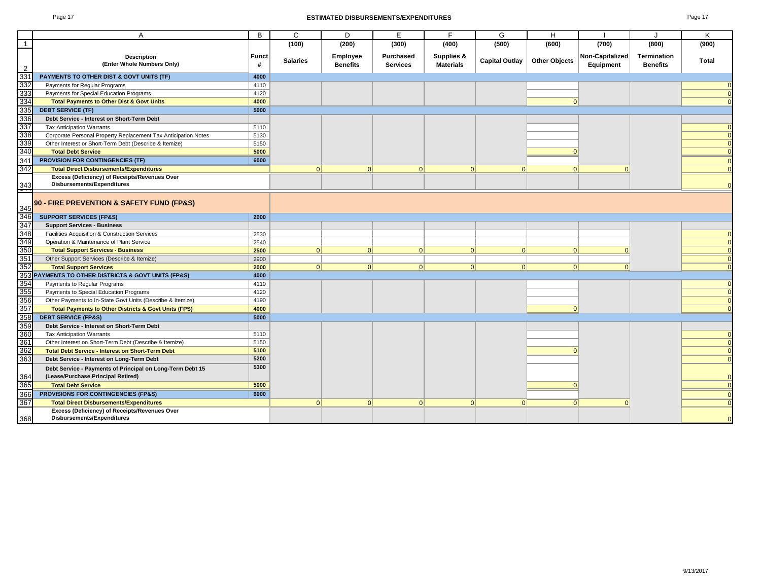## ESTIMATED DISBURSEMENTS/EXPENDITURES

| | A | B | C | D | E | F | G | H | I | J | K |
|---|---|---|---|---|---|---|---|---|---|---|---|
| 1 | | | (100) | (200) | (300) | (400) | (500) | (600) | (700) | (800) | (900) |
| 2 | **Description (Enter Whole Numbers Only)** | **Funct #** | **Salaries** | **Employee Benefits** | **Purchased Services** | **Supplies & Materials** | **Capital Outlay** | **Other Objects** | **Non-Capitalized Equipment** | **Termination Benefits** | **Total** |
| 331 | **PAYMENTS TO OTHER DIST & GOVT UNITS (TF)** | **4000** | | | | | | | | | |
| 332 | Payments for Regular Programs | 4110 | | | | | | | | | 0 |
| 333 | Payments for Special Education Programs | 4120 | | | | | | | | | 0 |
| 334 | **Total Payments to Other Dist & Govt Units** | **4000** | | | | | | 0 | | | 0 |
| 335 | **DEBT SERVICE (TF)** | **5000** | | | | | | | | | |
| 336 | **Debt Service - Interest on Short-Term Debt** | | | | | | | | | | |
| 337 | Tax Anticipation Warrants | 5110 | | | | | | | | | 0 |
| 338 | Corporate Personal Property Replacement Tax Anticipation Notes | 5130 | | | | | | | | | 0 |
| 339 | Other Interest or Short-Term Debt (Describe & Itemize) | 5150 | | | | | | | | | 0 |
| 340 | **Total Debt Service** | **5000** | | | | | | 0 | | | 0 |
| 341 | **PROVISION FOR CONTINGENCIES (TF)** | **6000** | | | | | | | | | 0 |
| 342 | **Total Direct Disbursements/Expenditures** | | 0 | 0 | 0 | 0 | 0 | 0 | 0 | | 0 |
| 343 | **Excess (Deficiency) of Receipts/Revenues Over Disbursements/Expenditures** | | | | | | | | | | 0 |
| 345 | **90 - FIRE PREVENTION & SAFETY FUND (FP&S)** | | | | | | | | | | |
| 346 | **SUPPORT SERVICES (FP&S)** | **2000** | | | | | | | | | |
| 347 | **Support Services - Business** | | | | | | | | | | |
| 348 | Facilities Acquisition & Construction Services | 2530 | | | | | | | | | 0 |
| 349 | Operation & Maintenance of Plant Service | 2540 | | | | | | | | | 0 |
| 350 | **Total Support Services - Business** | **2500** | 0 | 0 | 0 | 0 | 0 | 0 | 0 | | 0 |
| 351 | Other Support Services (Describe & Itemize) | 2900 | | | | | | | | | 0 |
| 352 | **Total Support Services** | **2000** | 0 | 0 | 0 | 0 | 0 | 0 | 0 | | 0 |
| 353 | **PAYMENTS TO OTHER DISTRICTS & GOVT UNITS (FP&S)** | **4000** | | | | | | | | | |
| 354 | Payments to Regular Programs | 4110 | | | | | | | | | 0 |
| 355 | Payments to Special Education Programs | 4120 | | | | | | | | | 0 |
| 356 | Other Payments to In-State Govt Units (Describe & Itemize) | 4190 | | | | | | | | | 0 |
| 357 | **Total Payments to Other Districts & Govt Units (FPS)** | **4000** | | | | | | 0 | | | 0 |
| 358 | **DEBT SERVICE (FP&S)** | **5000** | | | | | | | | | |
| 359 | **Debt Service - Interest on Short-Term Debt** | | | | | | | | | | |
| 360 | Tax Anticipation Warrants | 5110 | | | | | | | | | 0 |
| 361 | Other Interest on Short-Term Debt (Describe & Itemize) | 5150 | | | | | | | | | 0 |
| 362 | **Total Debt Service - Interest on Short-Term Debt** | **5100** | | | | | | 0 | | | 0 |
| 363 | **Debt Service - Interest on Long-Term Debt** | **5200** | | | | | | | | | 0 |
| 364 | **Debt Service - Payments of Principal on Long-Term Debt 15 (Lease/Purchase Principal Retired)** | **5300** | | | | | | | | | 0 |
| 365 | **Total Debt Service** | **5000** | | | | | | 0 | | | 0 |
| 366 | **PROVISIONS FOR CONTINGENCIES (FP&S)** | **6000** | | | | | | | | | 0 |
| 367 | **Total Direct Disbursements/Expenditures** | | 0 | 0 | 0 | 0 | 0 | 0 | 0 | | 0 |
| 368 | **Excess (Deficiency) of Receipts/Revenues Over Disbursements/Expenditures** | | | | | | | | | | 0 |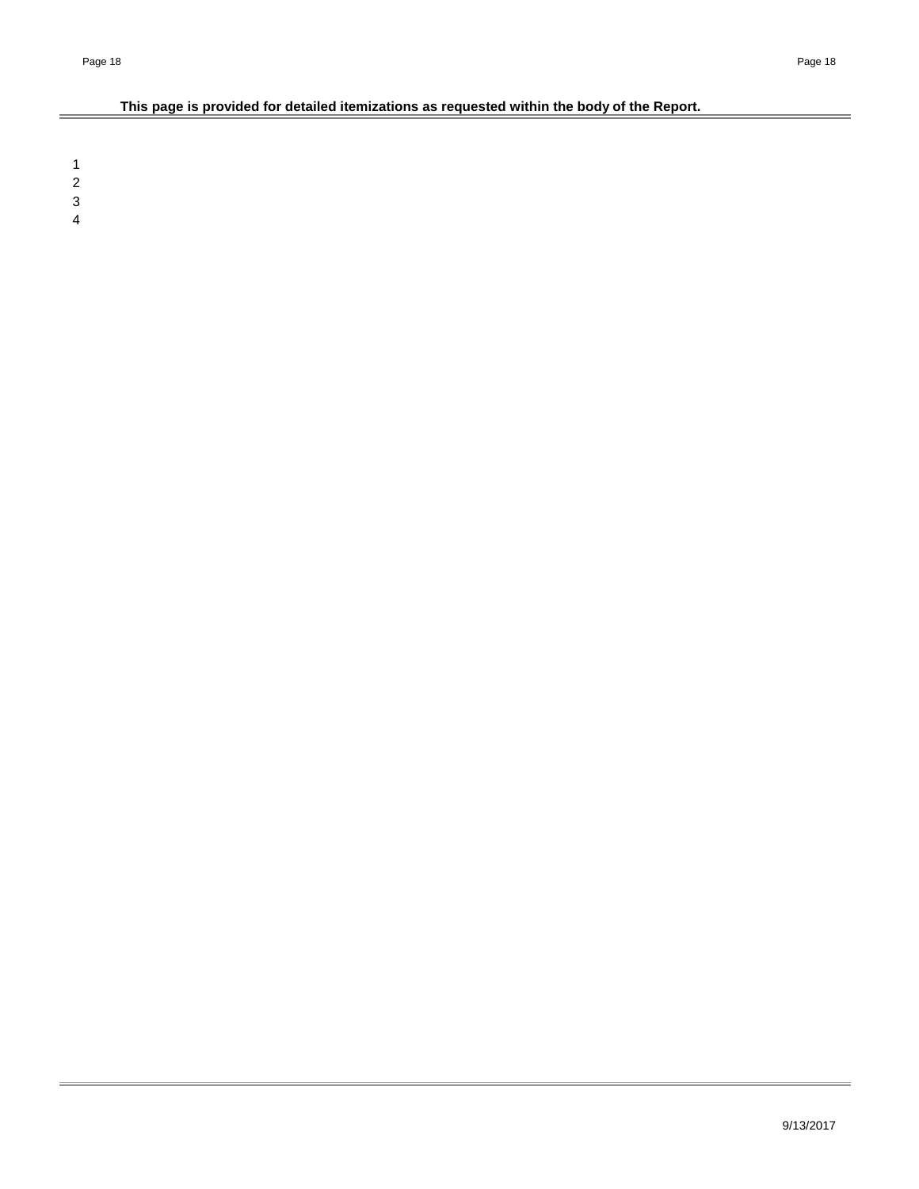**This page is provided for detailed itemizations as requested within the body of the Report.**

1
2
3
4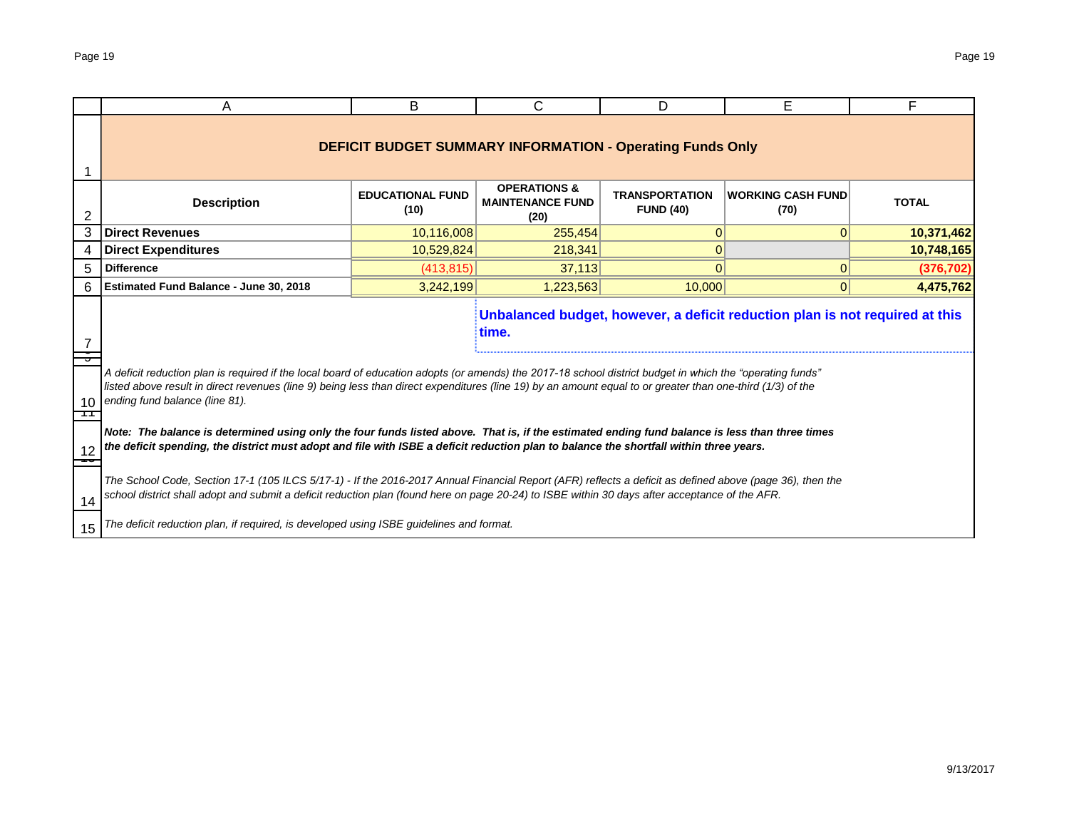## DEFICIT BUDGET SUMMARY INFORMATION - Operating Funds Only

| Description | EDUCATIONAL FUND (10) | OPERATIONS & MAINTENANCE FUND (20) | TRANSPORTATION FUND (40) | WORKING CASH FUND (70) | TOTAL |
|---|---|---|---|---|---|
| **Direct Revenues** | 10,116,008 | 255,454 | 0 | 0 | **10,371,462** |
| **Direct Expenditures** | 10,529,824 | 218,341 | 0 | | **10,748,165** |
| **Difference** | (413,815) | 37,113 | 0 | 0 | **(376,702)** |
| **Estimated Fund Balance - June 30, 2018** | 3,242,199 | 1,223,563 | 10,000 | 0 | **4,475,762** |

**Unbalanced budget, however, a deficit reduction plan is not required at this time.**

*A deficit reduction plan is required if the local board of education adopts (or amends) the 2017-18 school district budget in which the "operating funds" listed above result in direct revenues (line 9) being less than direct expenditures (line 19) by an amount equal to or greater than one-third (1/3) of the ending fund balance (line 81).*

***Note: The balance is determined using only the four funds listed above. That is, if the estimated ending fund balance is less than three times the deficit spending, the district must adopt and file with ISBE a deficit reduction plan to balance the shortfall within three years.***

*The School Code, Section 17-1 (105 ILCS 5/17-1) - If the 2016-2017 Annual Financial Report (AFR) reflects a deficit as defined above (page 36), then the school district shall adopt and submit a deficit reduction plan (found here on page 20-24) to ISBE within 30 days after acceptance of the AFR.*

*The deficit reduction plan, if required, is developed using ISBE guidelines and format.*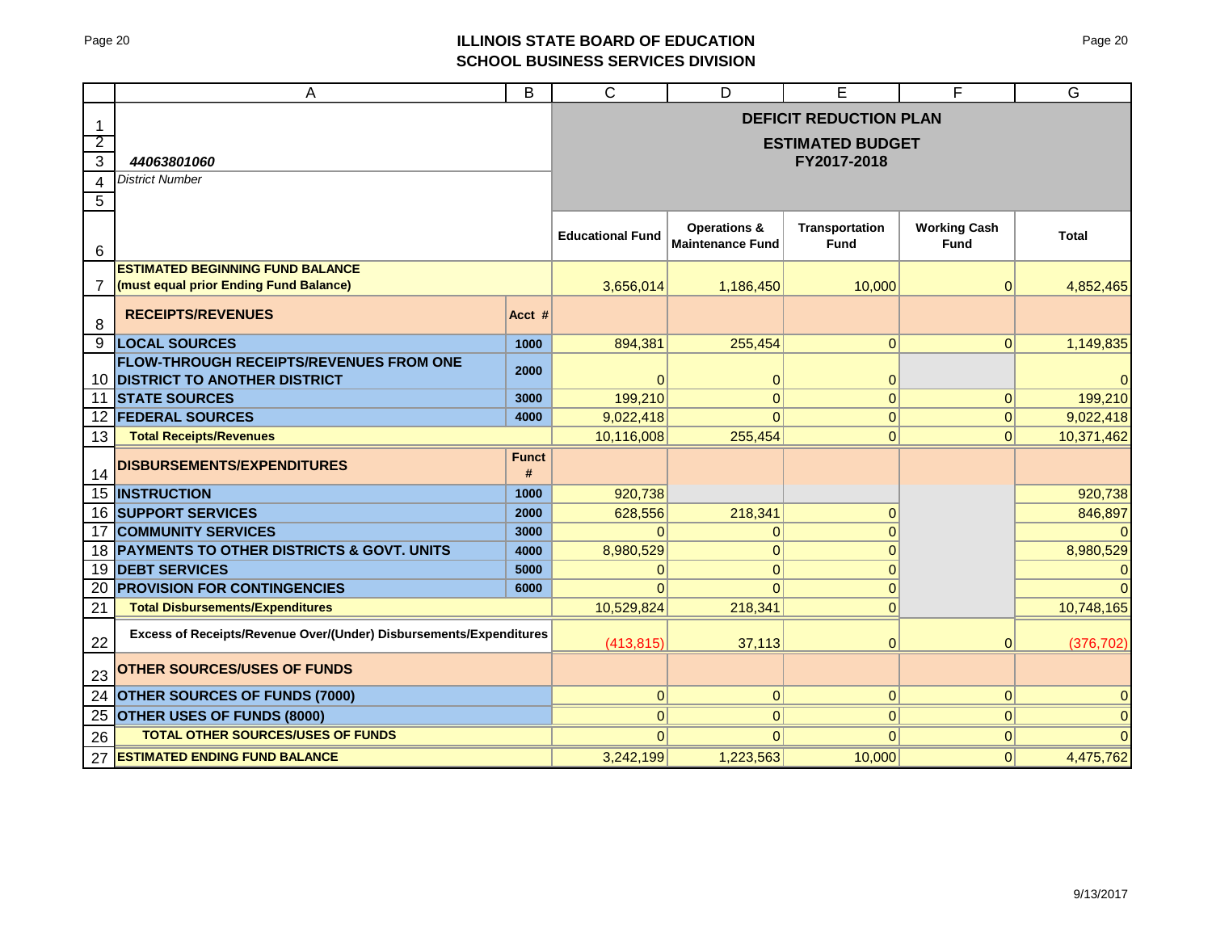## ILLINOIS STATE BOARD OF EDUCATION
## SCHOOL BUSINESS SERVICES DIVISION

**DEFICIT REDUCTION PLAN**

**ESTIMATED BUDGET**
**FY2017-2018**

*44063801060*
*District Number*

| | | Educational Fund | Operations & Maintenance Fund | Transportation Fund | Working Cash Fund | Total |
|---|---|---|---|---|---|---|
| **ESTIMATED BEGINNING FUND BALANCE (must equal prior Ending Fund Balance)** | | 3,656,014 | 1,186,450 | 10,000 | 0 | 4,852,465 |
| **RECEIPTS/REVENUES** | **Acct #** | | | | | |
| **LOCAL SOURCES** | 1000 | 894,381 | 255,454 | 0 | 0 | 1,149,835 |
| **FLOW-THROUGH RECEIPTS/REVENUES FROM ONE DISTRICT TO ANOTHER DISTRICT** | 2000 | 0 | 0 | 0 | | 0 |
| **STATE SOURCES** | 3000 | 199,210 | 0 | 0 | 0 | 199,210 |
| **FEDERAL SOURCES** | 4000 | 9,022,418 | 0 | 0 | 0 | 9,022,418 |
| **Total Receipts/Revenues** | | 10,116,008 | 255,454 | 0 | 0 | 10,371,462 |
| **DISBURSEMENTS/EXPENDITURES** | **Funct #** | | | | | |
| **INSTRUCTION** | 1000 | 920,738 | | | | 920,738 |
| **SUPPORT SERVICES** | 2000 | 628,556 | 218,341 | 0 | | 846,897 |
| **COMMUNITY SERVICES** | 3000 | 0 | 0 | 0 | | 0 |
| **PAYMENTS TO OTHER DISTRICTS & GOVT. UNITS** | 4000 | 8,980,529 | 0 | 0 | | 8,980,529 |
| **DEBT SERVICES** | 5000 | 0 | 0 | 0 | | 0 |
| **PROVISION FOR CONTINGENCIES** | 6000 | 0 | 0 | 0 | | 0 |
| **Total Disbursements/Expenditures** | | 10,529,824 | 218,341 | 0 | | 10,748,165 |
| **Excess of Receipts/Revenue Over/(Under) Disbursements/Expenditures** | | (413,815) | 37,113 | 0 | 0 | (376,702) |
| **OTHER SOURCES/USES OF FUNDS** | | | | | | |
| **OTHER SOURCES OF FUNDS (7000)** | | 0 | 0 | 0 | 0 | 0 |
| **OTHER USES OF FUNDS (8000)** | | 0 | 0 | 0 | 0 | 0 |
| **TOTAL OTHER SOURCES/USES OF FUNDS** | | 0 | 0 | 0 | 0 | 0 |
| **ESTIMATED ENDING FUND BALANCE** | | 3,242,199 | 1,223,563 | 10,000 | 0 | 4,475,762 |

9/13/2017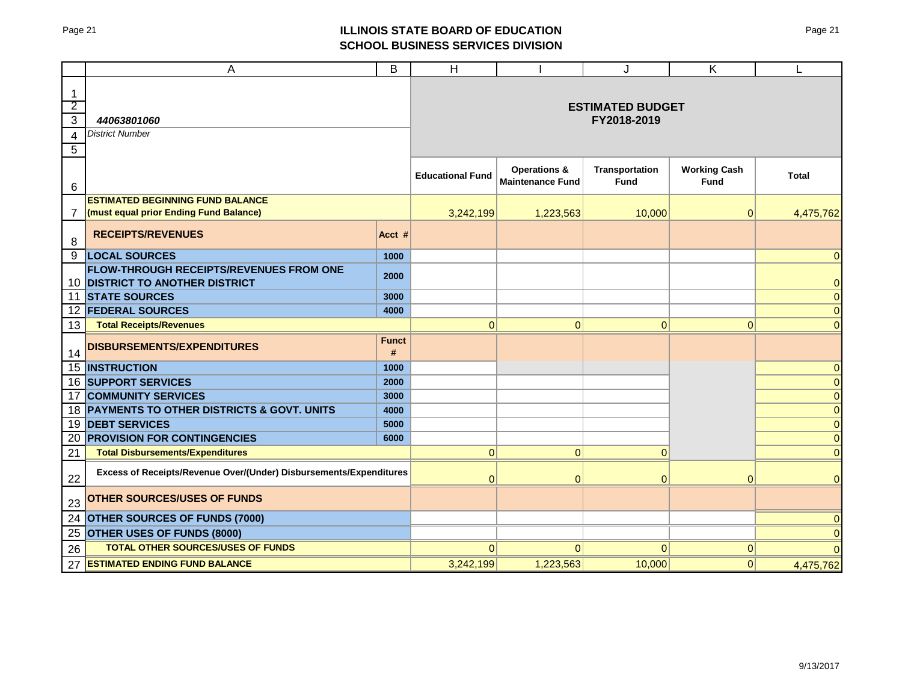# ILLINOIS STATE BOARD OF EDUCATION
## SCHOOL BUSINESS SERVICES DIVISION

*44063801060*
*District Number*

**ESTIMATED BUDGET FY2018-2019**

| | | Educational Fund | Operations & Maintenance Fund | Transportation Fund | Working Cash Fund | Total |
|---|---|---|---|---|---|---|
| **ESTIMATED BEGINNING FUND BALANCE (must equal prior Ending Fund Balance)** | | 3,242,199 | 1,223,563 | 10,000 | 0 | 4,475,762 |
| **RECEIPTS/REVENUES** | **Acct #** | | | | | |
| **LOCAL SOURCES** | 1000 | | | | | 0 |
| **FLOW-THROUGH RECEIPTS/REVENUES FROM ONE DISTRICT TO ANOTHER DISTRICT** | 2000 | | | | | 0 |
| **STATE SOURCES** | 3000 | | | | | 0 |
| **FEDERAL SOURCES** | 4000 | | | | | 0 |
| **Total Receipts/Revenues** | | 0 | 0 | 0 | 0 | 0 |
| **DISBURSEMENTS/EXPENDITURES** | **Funct #** | | | | | |
| **INSTRUCTION** | 1000 | | | | | 0 |
| **SUPPORT SERVICES** | 2000 | | | | | 0 |
| **COMMUNITY SERVICES** | 3000 | | | | | 0 |
| **PAYMENTS TO OTHER DISTRICTS & GOVT. UNITS** | 4000 | | | | | 0 |
| **DEBT SERVICES** | 5000 | | | | | 0 |
| **PROVISION FOR CONTINGENCIES** | 6000 | | | | | 0 |
| **Total Disbursements/Expenditures** | | 0 | 0 | 0 | | 0 |
| **Excess of Receipts/Revenue Over/(Under) Disbursements/Expenditures** | | 0 | 0 | 0 | 0 | 0 |
| **OTHER SOURCES/USES OF FUNDS** | | | | | | |
| **OTHER SOURCES OF FUNDS (7000)** | | | | | | 0 |
| **OTHER USES OF FUNDS (8000)** | | | | | | 0 |
| **TOTAL OTHER SOURCES/USES OF FUNDS** | | 0 | 0 | 0 | 0 | 0 |
| **ESTIMATED ENDING FUND BALANCE** | | 3,242,199 | 1,223,563 | 10,000 | 0 | 4,475,762 |

9/13/2017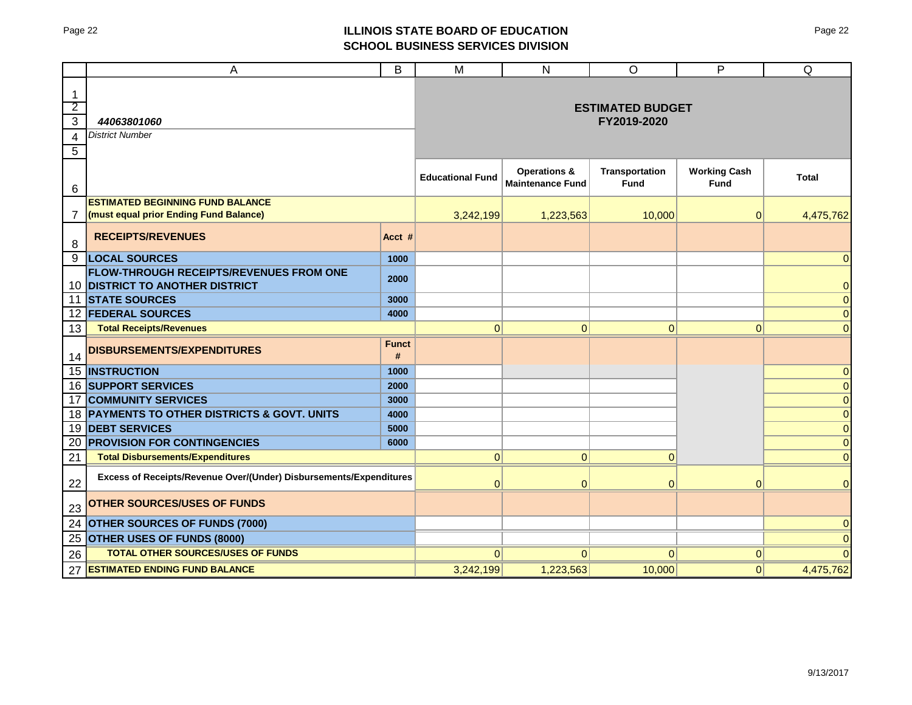## ILLINOIS STATE BOARD OF EDUCATION
## SCHOOL BUSINESS SERVICES DIVISION

| | A | B | M | N | O | P | Q |
|---|---|---|---|---|---|---|---|
| 1 | | | | | | | |
| 2 | | | **ESTIMATED BUDGET FY2019-2020** | | | | |
| 3 | *44063801060* | | | | | | |
| 4 | *District Number* | | | | | | |
| 5 | | | | | | | |
| 6 | | | **Educational Fund** | **Operations & Maintenance Fund** | **Transportation Fund** | **Working Cash Fund** | **Total** |
| 7 | **ESTIMATED BEGINNING FUND BALANCE (must equal prior Ending Fund Balance)** | | 3,242,199 | 1,223,563 | 10,000 | 0 | 4,475,762 |
| 8 | **RECEIPTS/REVENUES** | **Acct #** | | | | | |
| 9 | **LOCAL SOURCES** | **1000** | | | | | 0 |
| 10 | **FLOW-THROUGH RECEIPTS/REVENUES FROM ONE DISTRICT TO ANOTHER DISTRICT** | **2000** | | | | | 0 |
| 11 | **STATE SOURCES** | **3000** | | | | | 0 |
| 12 | **FEDERAL SOURCES** | **4000** | | | | | 0 |
| 13 | **Total Receipts/Revenues** | | 0 | 0 | 0 | 0 | 0 |
| 14 | **DISBURSEMENTS/EXPENDITURES** | **Funct #** | | | | | |
| 15 | **INSTRUCTION** | **1000** | | | | | 0 |
| 16 | **SUPPORT SERVICES** | **2000** | | | | | 0 |
| 17 | **COMMUNITY SERVICES** | **3000** | | | | | 0 |
| 18 | **PAYMENTS TO OTHER DISTRICTS & GOVT. UNITS** | **4000** | | | | | 0 |
| 19 | **DEBT SERVICES** | **5000** | | | | | 0 |
| 20 | **PROVISION FOR CONTINGENCIES** | **6000** | | | | | 0 |
| 21 | **Total Disbursements/Expenditures** | | 0 | 0 | 0 | | 0 |
| 22 | **Excess of Receipts/Revenue Over/(Under) Disbursements/Expenditures** | | 0 | 0 | 0 | 0 | 0 |
| 23 | **OTHER SOURCES/USES OF FUNDS** | | | | | | |
| 24 | **OTHER SOURCES OF FUNDS (7000)** | | | | | | 0 |
| 25 | **OTHER USES OF FUNDS (8000)** | | | | | | 0 |
| 26 | **TOTAL OTHER SOURCES/USES OF FUNDS** | | 0 | 0 | 0 | 0 | 0 |
| 27 | **ESTIMATED ENDING FUND BALANCE** | | 3,242,199 | 1,223,563 | 10,000 | 0 | 4,475,762 |

9/13/2017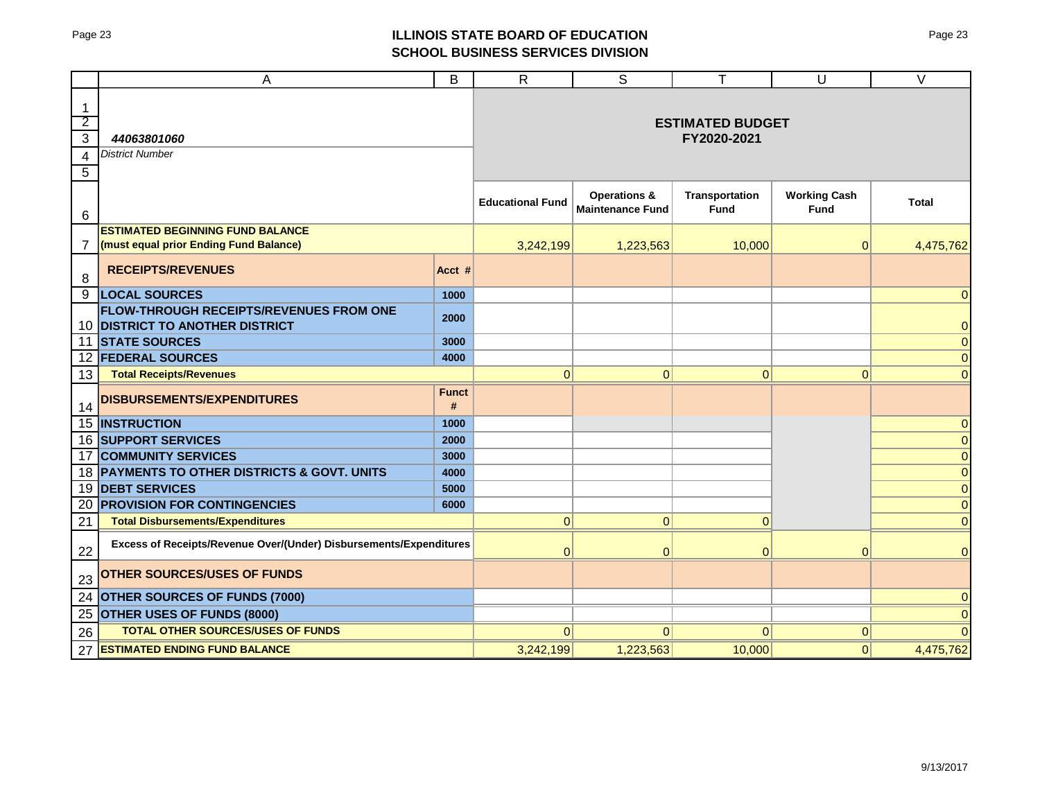# ILLINOIS STATE BOARD OF EDUCATION
## SCHOOL BUSINESS SERVICES DIVISION

| | A | B | R | S | T | U | V |
|---|---|---|---|---|---|---|---|
| 1-5 | *44063801060* *District Number* | | **ESTIMATED BUDGET FY2020-2021** | | | | |
| 6 | | | **Educational Fund** | **Operations & Maintenance Fund** | **Transportation Fund** | **Working Cash Fund** | **Total** |
| 7 | **ESTIMATED BEGINNING FUND BALANCE (must equal prior Ending Fund Balance)** | | 3,242,199 | 1,223,563 | 10,000 | 0 | 4,475,762 |
| 8 | **RECEIPTS/REVENUES** | **Acct #** | | | | | |
| 9 | **LOCAL SOURCES** | **1000** | | | | | 0 |
| 10 | **FLOW-THROUGH RECEIPTS/REVENUES FROM ONE DISTRICT TO ANOTHER DISTRICT** | **2000** | | | | | 0 |
| 11 | **STATE SOURCES** | **3000** | | | | | 0 |
| 12 | **FEDERAL SOURCES** | **4000** | | | | | 0 |
| 13 | **Total Receipts/Revenues** | | 0 | 0 | 0 | 0 | 0 |
| 14 | **DISBURSEMENTS/EXPENDITURES** | **Funct #** | | | | | |
| 15 | **INSTRUCTION** | **1000** | | | | | 0 |
| 16 | **SUPPORT SERVICES** | **2000** | | | | | 0 |
| 17 | **COMMUNITY SERVICES** | **3000** | | | | | 0 |
| 18 | **PAYMENTS TO OTHER DISTRICTS & GOVT. UNITS** | **4000** | | | | | 0 |
| 19 | **DEBT SERVICES** | **5000** | | | | | 0 |
| 20 | **PROVISION FOR CONTINGENCIES** | **6000** | | | | | 0 |
| 21 | **Total Disbursements/Expenditures** | | 0 | 0 | 0 | | 0 |
| 22 | **Excess of Receipts/Revenue Over/(Under) Disbursements/Expenditures** | | 0 | 0 | 0 | 0 | 0 |
| 23 | **OTHER SOURCES/USES OF FUNDS** | | | | | | |
| 24 | **OTHER SOURCES OF FUNDS (7000)** | | | | | | 0 |
| 25 | **OTHER USES OF FUNDS (8000)** | | | | | | 0 |
| 26 | **TOTAL OTHER SOURCES/USES OF FUNDS** | | 0 | 0 | 0 | 0 | 0 |
| 27 | **ESTIMATED ENDING FUND BALANCE** | | 3,242,199 | 1,223,563 | 10,000 | 0 | 4,475,762 |

9/13/2017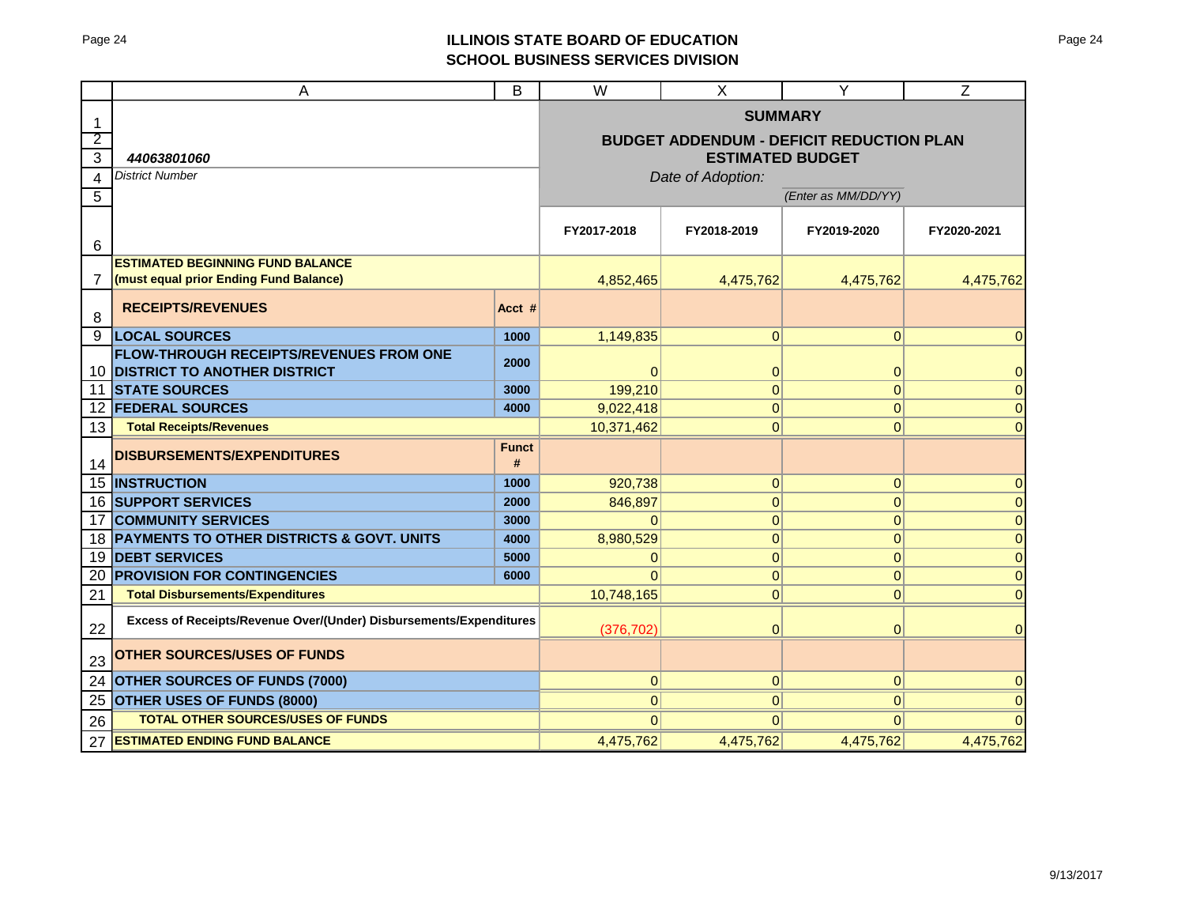# ILLINOIS STATE BOARD OF EDUCATION
## SCHOOL BUSINESS SERVICES DIVISION

| | A | B | W | X | Y | Z |
|---|---|---|---|---|---|---|
| 1 | | | **SUMMARY** | | | |
| 2 | | | **BUDGET ADDENDUM - DEFICIT REDUCTION PLAN** | | | |
| 3 | *44063801060* | | **ESTIMATED BUDGET** | | | |
| 4 | *District Number* | | *Date of Adoption:* | | | |
| 5 | | | | | *(Enter as MM/DD/YY)* | |
| 6 | | | **FY2017-2018** | **FY2018-2019** | **FY2019-2020** | **FY2020-2021** |
| 7 | **ESTIMATED BEGINNING FUND BALANCE (must equal prior Ending Fund Balance)** | | 4,852,465 | 4,475,762 | 4,475,762 | 4,475,762 |
| 8 | **RECEIPTS/REVENUES** | **Acct #** | | | | |
| 9 | **LOCAL SOURCES** | **1000** | 1,149,835 | 0 | 0 | 0 |
| 10 | **FLOW-THROUGH RECEIPTS/REVENUES FROM ONE DISTRICT TO ANOTHER DISTRICT** | **2000** | 0 | 0 | 0 | 0 |
| 11 | **STATE SOURCES** | **3000** | 199,210 | 0 | 0 | 0 |
| 12 | **FEDERAL SOURCES** | **4000** | 9,022,418 | 0 | 0 | 0 |
| 13 | **Total Receipts/Revenues** | | 10,371,462 | 0 | 0 | 0 |
| 14 | **DISBURSEMENTS/EXPENDITURES** | **Funct #** | | | | |
| 15 | **INSTRUCTION** | **1000** | 920,738 | 0 | 0 | 0 |
| 16 | **SUPPORT SERVICES** | **2000** | 846,897 | 0 | 0 | 0 |
| 17 | **COMMUNITY SERVICES** | **3000** | 0 | 0 | 0 | 0 |
| 18 | **PAYMENTS TO OTHER DISTRICTS & GOVT. UNITS** | **4000** | 8,980,529 | 0 | 0 | 0 |
| 19 | **DEBT SERVICES** | **5000** | 0 | 0 | 0 | 0 |
| 20 | **PROVISION FOR CONTINGENCIES** | **6000** | 0 | 0 | 0 | 0 |
| 21 | **Total Disbursements/Expenditures** | | 10,748,165 | 0 | 0 | 0 |
| 22 | **Excess of Receipts/Revenue Over/(Under) Disbursements/Expenditures** | | (376,702) | 0 | 0 | 0 |
| 23 | **OTHER SOURCES/USES OF FUNDS** | | | | | |
| 24 | **OTHER SOURCES OF FUNDS (7000)** | | 0 | 0 | 0 | 0 |
| 25 | **OTHER USES OF FUNDS (8000)** | | 0 | 0 | 0 | 0 |
| 26 | **TOTAL OTHER SOURCES/USES OF FUNDS** | | 0 | 0 | 0 | 0 |
| 27 | **ESTIMATED ENDING FUND BALANCE** | | 4,475,762 | 4,475,762 | 4,475,762 | 4,475,762 |

9/13/2017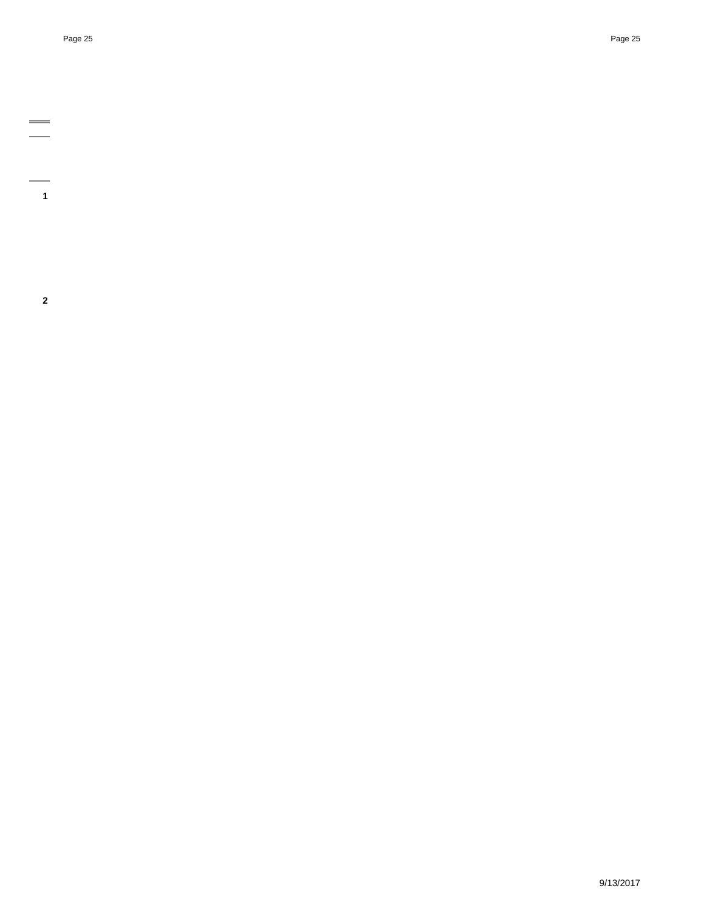**1**

**2**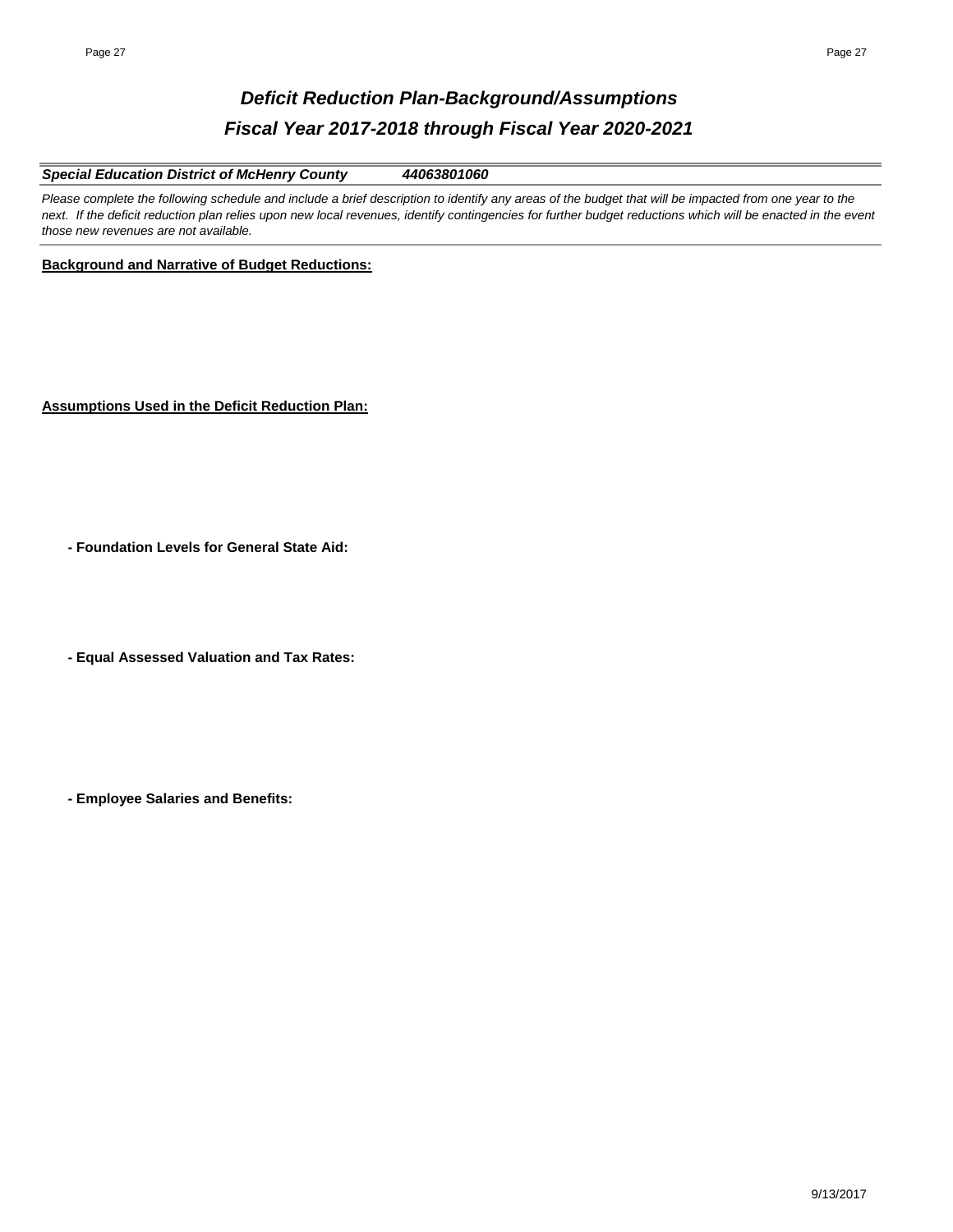# *Deficit Reduction Plan-Background/Assumptions*
## *Fiscal Year 2017-2018 through Fiscal Year 2020-2021*

***Special Education District of McHenry County*** ***44063801060***

*Please complete the following schedule and include a brief description to identify any areas of the budget that will be impacted from one year to the next. If the deficit reduction plan relies upon new local revenues, identify contingencies for further budget reductions which will be enacted in the event those new revenues are not available.*

**Background and Narrative of Budget Reductions:**

**Assumptions Used in the Deficit Reduction Plan:**

**- Foundation Levels for General State Aid:**

**- Equal Assessed Valuation and Tax Rates:**

**- Employee Salaries and Benefits:**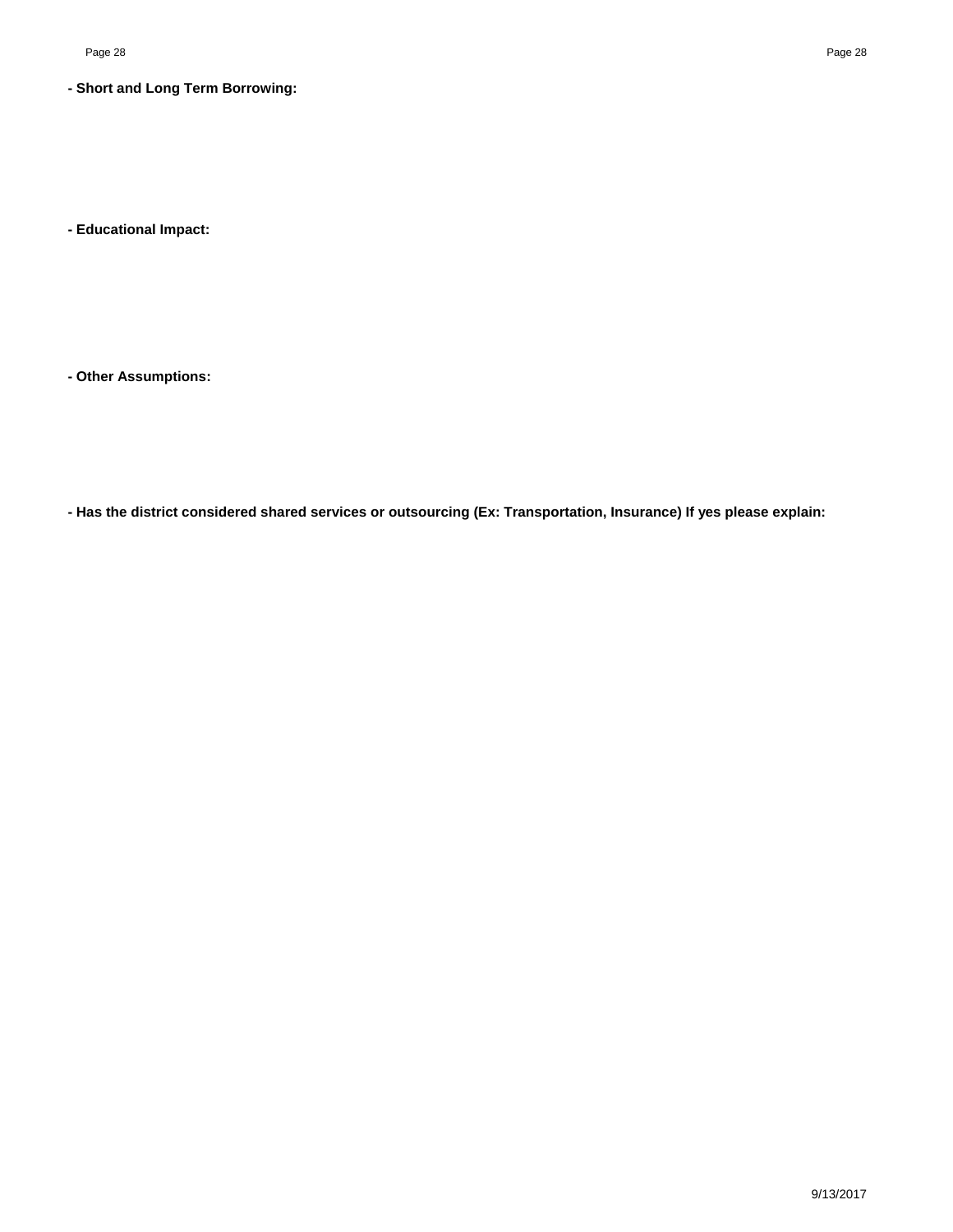**- Short and Long Term Borrowing:**

**- Educational Impact:**

**- Other Assumptions:**

**- Has the district considered shared services or outsourcing (Ex: Transportation, Insurance) If yes please explain:**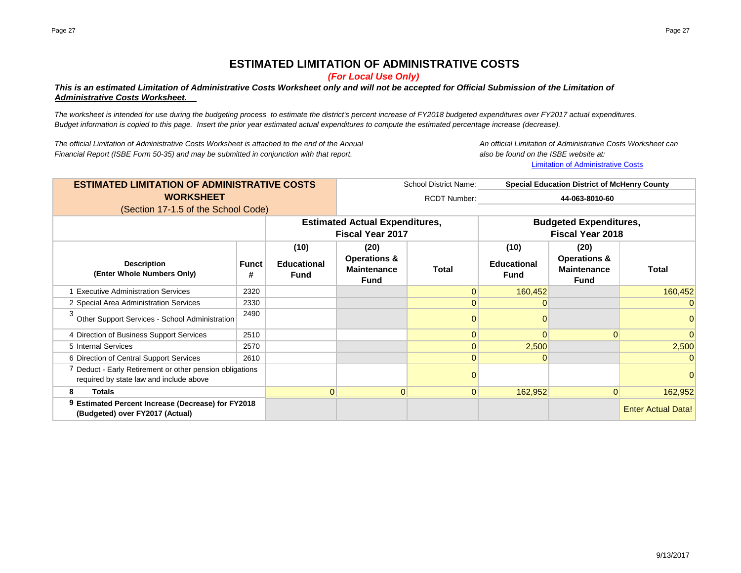# ESTIMATED LIMITATION OF ADMINISTRATIVE COSTS

*(For Local Use Only)*

***This is an estimated Limitation of Administrative Costs Worksheet only and will not be accepted for Official Submission of the Limitation of Administrative Costs Worksheet.***

*The worksheet is intended for use during the budgeting process to estimate the district's percent increase of FY2018 budgeted expenditures over FY2017 actual expenditures. Budget information is copied to this page. Insert the prior year estimated actual expenditures to compute the estimated percentage increase (decrease).*

*The official Limitation of Administrative Costs Worksheet is attached to the end of the Annual Financial Report (ISBE Form 50-35) and may be submitted in conjunction with that report.*

*An official Limitation of Administrative Costs Worksheet can also be found on the ISBE website at:*
[Limitation of Administrative Costs]

**ESTIMATED LIMITATION OF ADMINISTRATIVE COSTS WORKSHEET**
(Section 17-1.5 of the School Code)

School District Name: **Special Education District of McHenry County**
RCDT Number: **44-063-8010-60**

| Description (Enter Whole Numbers Only) | Funct # | Estimated Actual Expenditures, Fiscal Year 2017 | | | Budgeted Expenditures, Fiscal Year 2018 | | |
|---|---|---|---|---|---|---|---|
| | | (10) Educational Fund | (20) Operations & Maintenance Fund | Total | (10) Educational Fund | (20) Operations & Maintenance Fund | Total |
| 1 Executive Administration Services | 2320 | | | 0 | 160,452 | | 160,452 |
| 2 Special Area Administration Services | 2330 | | | 0 | 0 | | 0 |
| 3 Other Support Services - School Administration | 2490 | | | 0 | 0 | | 0 |
| 4 Direction of Business Support Services | 2510 | | | 0 | 0 | 0 | 0 |
| 5 Internal Services | 2570 | | | 0 | 2,500 | | 2,500 |
| 6 Direction of Central Support Services | 2610 | | | 0 | 0 | | 0 |
| 7 Deduct - Early Retirement or other pension obligations required by state law and include above | | | | 0 | | | 0 |
| 8 **Totals** | | 0 | 0 | 0 | 162,952 | 0 | 162,952 |
| 9 **Estimated Percent Increase (Decrease) for FY2018 (Budgeted) over FY2017 (Actual)** | | | | | | | Enter Actual Data! |

9/13/2017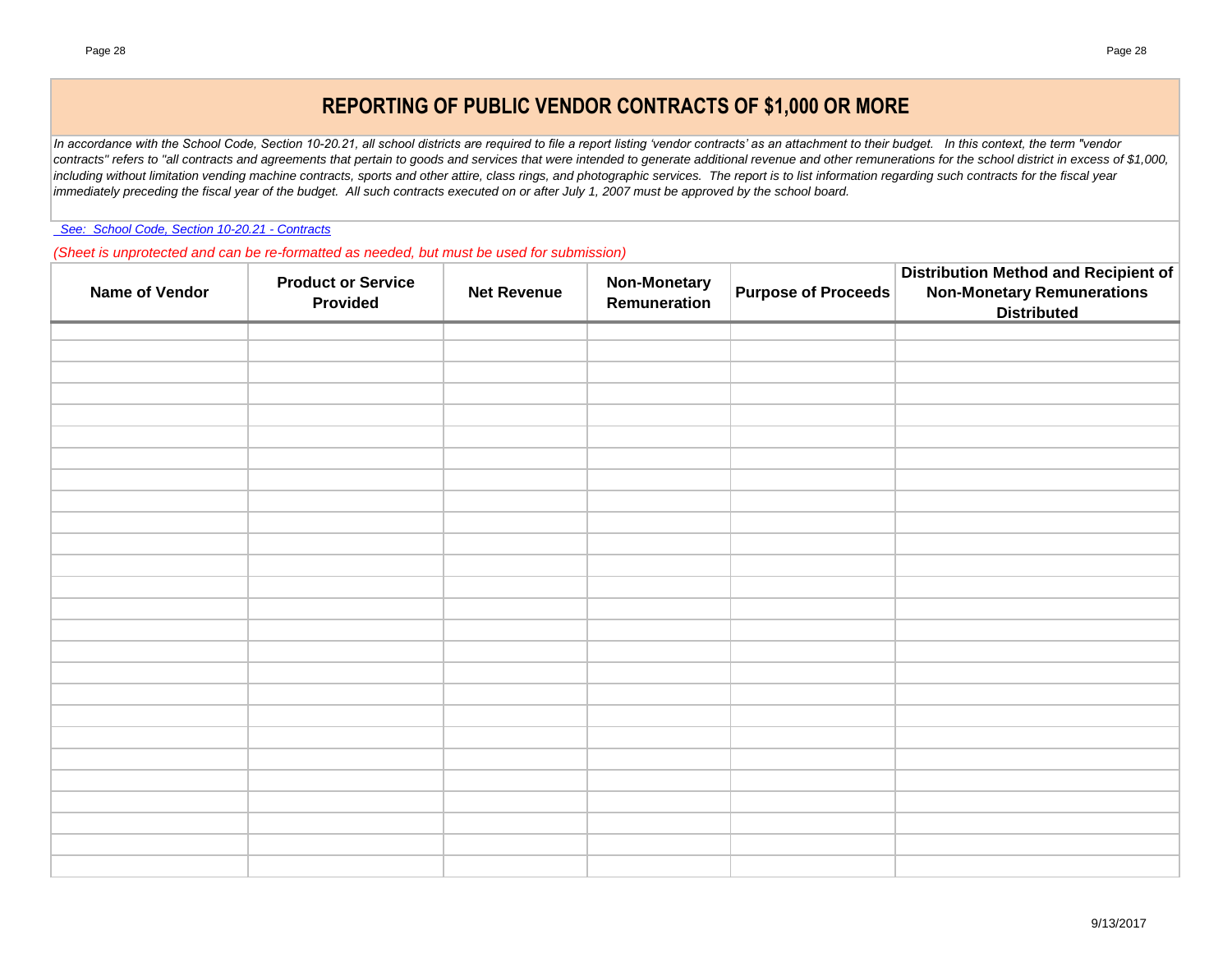# REPORTING OF PUBLIC VENDOR CONTRACTS OF $1,000 OR MORE

*In accordance with the School Code, Section 10-20.21, all school districts are required to file a report listing 'vendor contracts' as an attachment to their budget. In this context, the term "vendor contracts" refers to "all contracts and agreements that pertain to goods and services that were intended to generate additional revenue and other remunerations for the school district in excess of $1,000, including without limitation vending machine contracts, sports and other attire, class rings, and photographic services. The report is to list information regarding such contracts for the fiscal year immediately preceding the fiscal year of the budget. All such contracts executed on or after July 1, 2007 must be approved by the school board.*

*See: School Code, Section 10-20.21 - Contracts*

*(Sheet is unprotected and can be re-formatted as needed, but must be used for submission)*

| Name of Vendor | Product or Service Provided | Net Revenue | Non-Monetary Remuneration | Purpose of Proceeds | Distribution Method and Recipient of Non-Monetary Remunerations Distributed |
|---|---|---|---|---|---|
| | | | | | |
| | | | | | |
| | | | | | |
| | | | | | |
| | | | | | |
| | | | | | |
| | | | | | |
| | | | | | |
| | | | | | |
| | | | | | |
| | | | | | |
| | | | | | |
| | | | | | |
| | | | | | |
| | | | | | |
| | | | | | |
| | | | | | |
| | | | | | |
| | | | | | |
| | | | | | |
| | | | | | |
| | | | | | |
| | | | | | |
| | | | | | |
| | | | | | |
| | | | | | |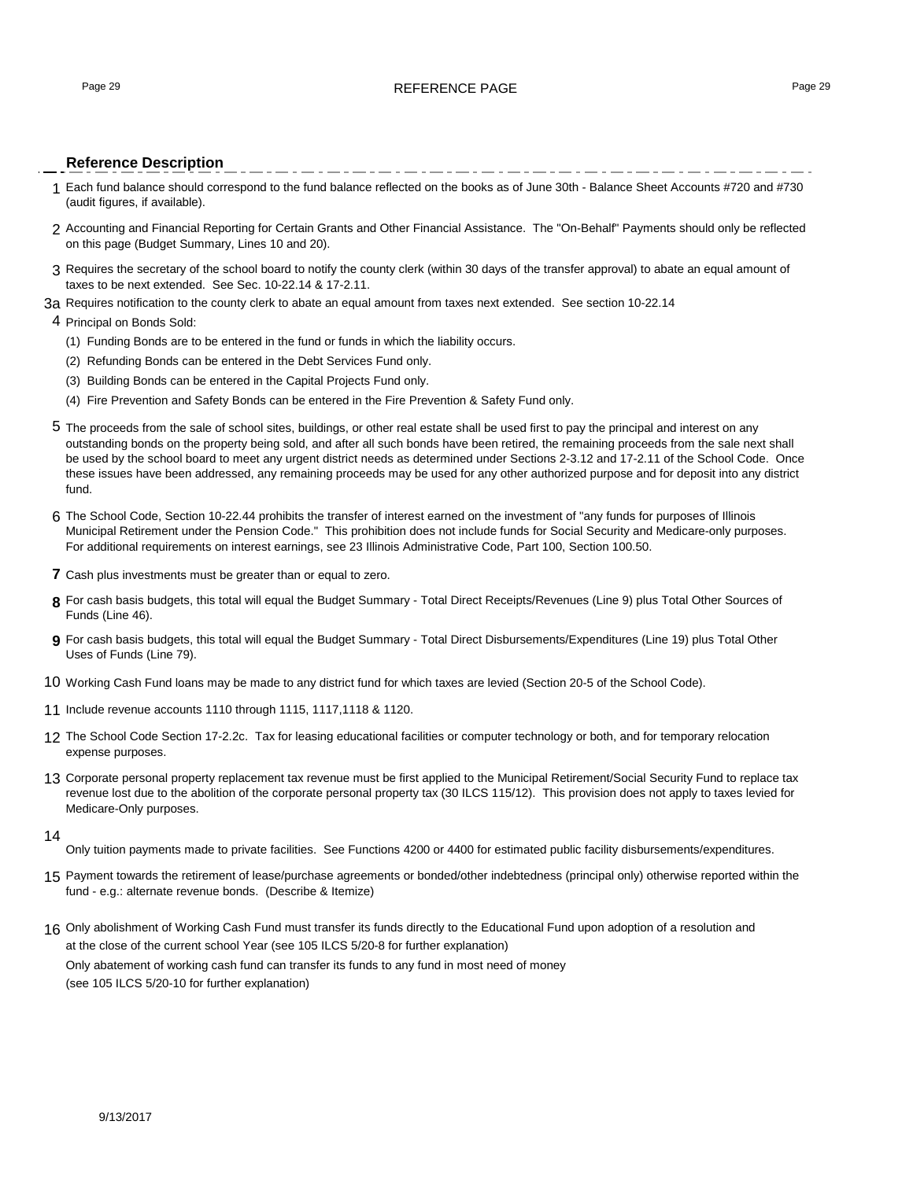## REFERENCE PAGE

### Reference Description

1 Each fund balance should correspond to the fund balance reflected on the books as of June 30th - Balance Sheet Accounts #720 and #730 (audit figures, if available).

2 Accounting and Financial Reporting for Certain Grants and Other Financial Assistance. The "On-Behalf" Payments should only be reflected on this page (Budget Summary, Lines 10 and 20).

3 Requires the secretary of the school board to notify the county clerk (within 30 days of the transfer approval) to abate an equal amount of taxes to be next extended. See Sec. 10-22.14 & 17-2.11.

3a Requires notification to the county clerk to abate an equal amount from taxes next extended. See section 10-22.14

4 Principal on Bonds Sold:

(1) Funding Bonds are to be entered in the fund or funds in which the liability occurs.

(2) Refunding Bonds can be entered in the Debt Services Fund only.

(3) Building Bonds can be entered in the Capital Projects Fund only.

(4) Fire Prevention and Safety Bonds can be entered in the Fire Prevention & Safety Fund only.

5 The proceeds from the sale of school sites, buildings, or other real estate shall be used first to pay the principal and interest on any outstanding bonds on the property being sold, and after all such bonds have been retired, the remaining proceeds from the sale next shall be used by the school board to meet any urgent district needs as determined under Sections 2-3.12 and 17-2.11 of the School Code. Once these issues have been addressed, any remaining proceeds may be used for any other authorized purpose and for deposit into any district fund.

6 The School Code, Section 10-22.44 prohibits the transfer of interest earned on the investment of "any funds for purposes of Illinois Municipal Retirement under the Pension Code." This prohibition does not include funds for Social Security and Medicare-only purposes. For additional requirements on interest earnings, see 23 Illinois Administrative Code, Part 100, Section 100.50.

**7** Cash plus investments must be greater than or equal to zero.

**8** For cash basis budgets, this total will equal the Budget Summary - Total Direct Receipts/Revenues (Line 9) plus Total Other Sources of Funds (Line 46).

**9** For cash basis budgets, this total will equal the Budget Summary - Total Direct Disbursements/Expenditures (Line 19) plus Total Other Uses of Funds (Line 79).

10 Working Cash Fund loans may be made to any district fund for which taxes are levied (Section 20-5 of the School Code).

11 Include revenue accounts 1110 through 1115, 1117,1118 & 1120.

12 The School Code Section 17-2.2c. Tax for leasing educational facilities or computer technology or both, and for temporary relocation expense purposes.

13 Corporate personal property replacement tax revenue must be first applied to the Municipal Retirement/Social Security Fund to replace tax revenue lost due to the abolition of the corporate personal property tax (30 ILCS 115/12). This provision does not apply to taxes levied for Medicare-Only purposes.

14 Only tuition payments made to private facilities. See Functions 4200 or 4400 for estimated public facility disbursements/expenditures.

15 Payment towards the retirement of lease/purchase agreements or bonded/other indebtedness (principal only) otherwise reported within the fund - e.g.: alternate revenue bonds. (Describe & Itemize)

16 Only abolishment of Working Cash Fund must transfer its funds directly to the Educational Fund upon adoption of a resolution and at the close of the current school Year (see 105 ILCS 5/20-8 for further explanation)

Only abatement of working cash fund can transfer its funds to any fund in most need of money (see 105 ILCS 5/20-10 for further explanation)

9/13/2017